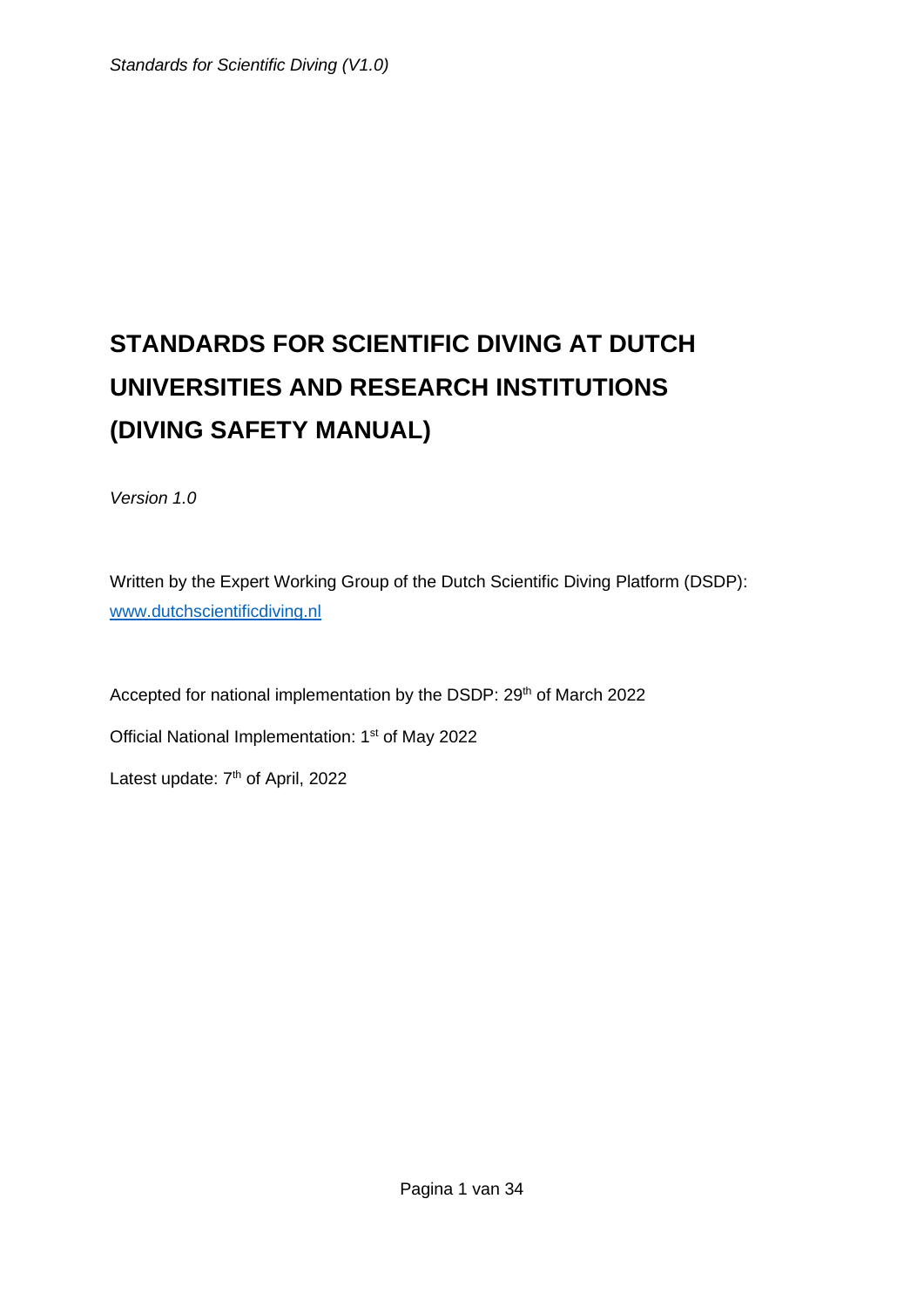# STANDARDS FOR SCIENTIFIC DIVING AT DUTCH UNIVERSITIES AND RESEARCH INSTITUTIONS (DIVING SAFETY MANUAL)

*Version 1.0*

Written by the Expert Working Group of the Dutch Scientific Diving Platform (DSDP): [www.dutchscientificdiving.nl](www.dutchscientificdiving.nl)

Accepted for national implementation by the DSDP: 29th of March 2022

Official National Implementation: 1st of May 2022

Latest update: 7th of April, 2022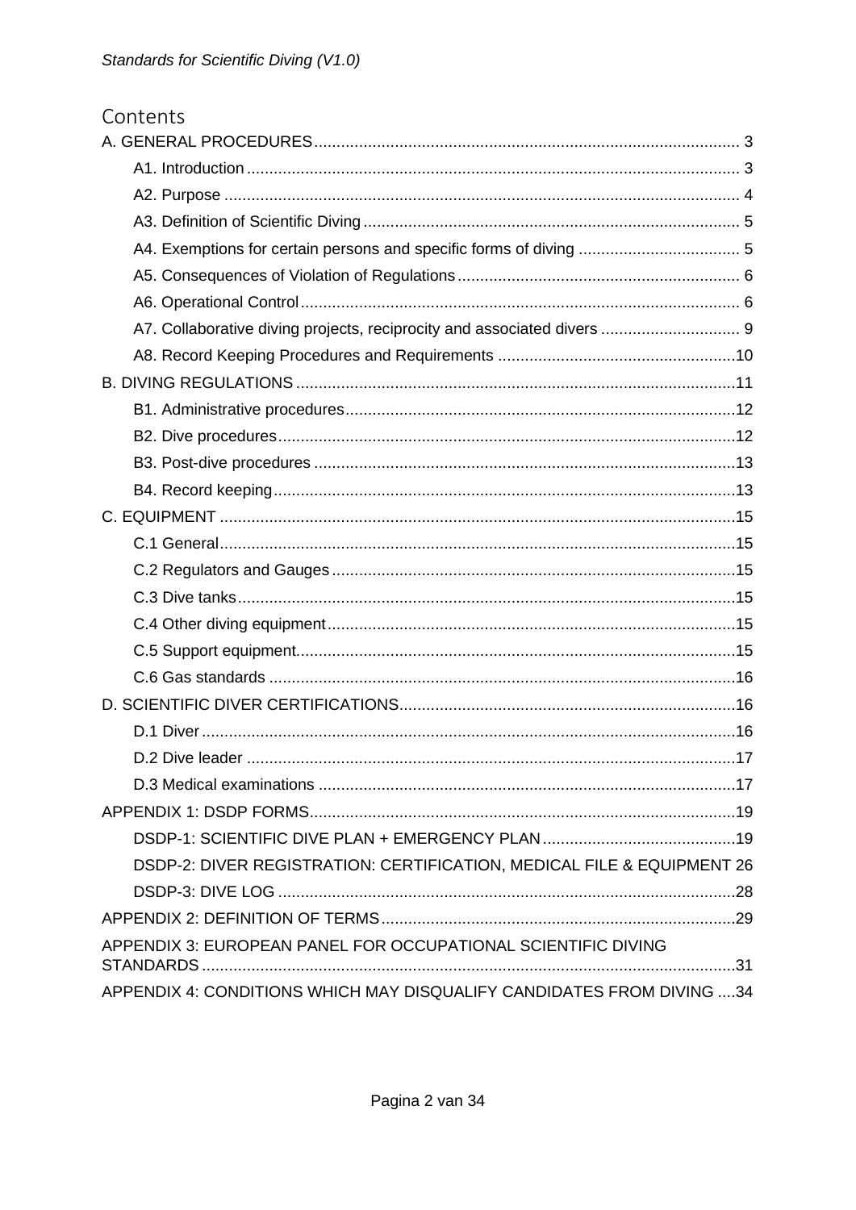# Contents

A. GENERAL PROCEDURES .... 3

- A1. Introduction .... 3
- A2. Purpose .... 4
- A3. Definition of Scientific Diving .... 5
- A4. Exemptions for certain persons and specific forms of diving .... 5
- A5. Consequences of Violation of Regulations .... 6
- A6. Operational Control .... 6
- A7. Collaborative diving projects, reciprocity and associated divers .... 9
- A8. Record Keeping Procedures and Requirements .... 10

B. DIVING REGULATIONS .... 11

- B1. Administrative procedures .... 12
- B2. Dive procedures .... 12
- B3. Post-dive procedures .... 13
- B4. Record keeping .... 13

C. EQUIPMENT .... 15

- C.1 General .... 15
- C.2 Regulators and Gauges .... 15
- C.3 Dive tanks .... 15
- C.4 Other diving equipment .... 15
- C.5 Support equipment .... 15
- C.6 Gas standards .... 16

D. SCIENTIFIC DIVER CERTIFICATIONS .... 16

- D.1 Diver .... 16
- D.2 Dive leader .... 17
- D.3 Medical examinations .... 17

APPENDIX 1: DSDP FORMS .... 19

- DSDP-1: SCIENTIFIC DIVE PLAN + EMERGENCY PLAN .... 19
- DSDP-2: DIVER REGISTRATION: CERTIFICATION, MEDICAL FILE & EQUIPMENT 26
- DSDP-3: DIVE LOG .... 28

APPENDIX 2: DEFINITION OF TERMS .... 29

APPENDIX 3: EUROPEAN PANEL FOR OCCUPATIONAL SCIENTIFIC DIVING STANDARDS .... 31

APPENDIX 4: CONDITIONS WHICH MAY DISQUALIFY CANDIDATES FROM DIVING .... 34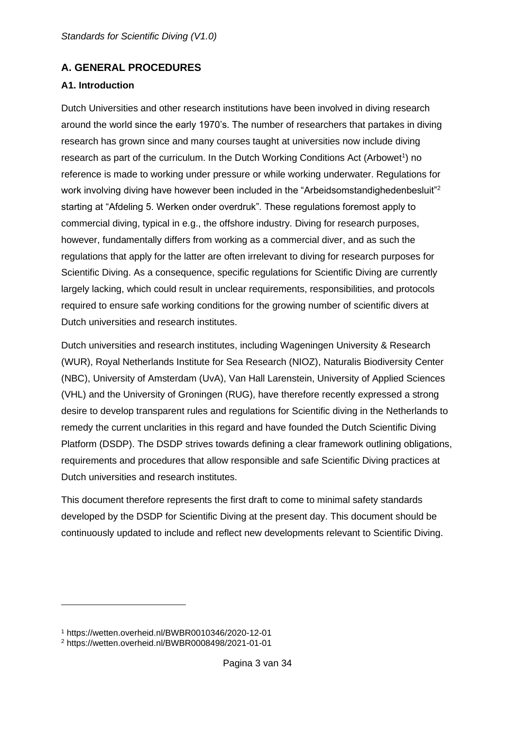## A. GENERAL PROCEDURES

### A1. Introduction

Dutch Universities and other research institutions have been involved in diving research around the world since the early 1970's. The number of researchers that partakes in diving research has grown since and many courses taught at universities now include diving research as part of the curriculum. In the Dutch Working Conditions Act (Arbowet[1]) no reference is made to working under pressure or while working underwater. Regulations for work involving diving have however been included in the "Arbeidsomstandighedenbesluit"[2] starting at "Afdeling 5. Werken onder overdruk". These regulations foremost apply to commercial diving, typical in e.g., the offshore industry. Diving for research purposes, however, fundamentally differs from working as a commercial diver, and as such the regulations that apply for the latter are often irrelevant to diving for research purposes for Scientific Diving. As a consequence, specific regulations for Scientific Diving are currently largely lacking, which could result in unclear requirements, responsibilities, and protocols required to ensure safe working conditions for the growing number of scientific divers at Dutch universities and research institutes.

Dutch universities and research institutes, including Wageningen University & Research (WUR), Royal Netherlands Institute for Sea Research (NIOZ), Naturalis Biodiversity Center (NBC), University of Amsterdam (UvA), Van Hall Larenstein, University of Applied Sciences (VHL) and the University of Groningen (RUG), have therefore recently expressed a strong desire to develop transparent rules and regulations for Scientific diving in the Netherlands to remedy the current unclarities in this regard and have founded the Dutch Scientific Diving Platform (DSDP). The DSDP strives towards defining a clear framework outlining obligations, requirements and procedures that allow responsible and safe Scientific Diving practices at Dutch universities and research institutes.

This document therefore represents the first draft to come to minimal safety standards developed by the DSDP for Scientific Diving at the present day. This document should be continuously updated to include and reflect new developments relevant to Scientific Diving.

---

[1] https://wetten.overheid.nl/BWBR0010346/2020-12-01
[2] https://wetten.overheid.nl/BWBR0008498/2021-01-01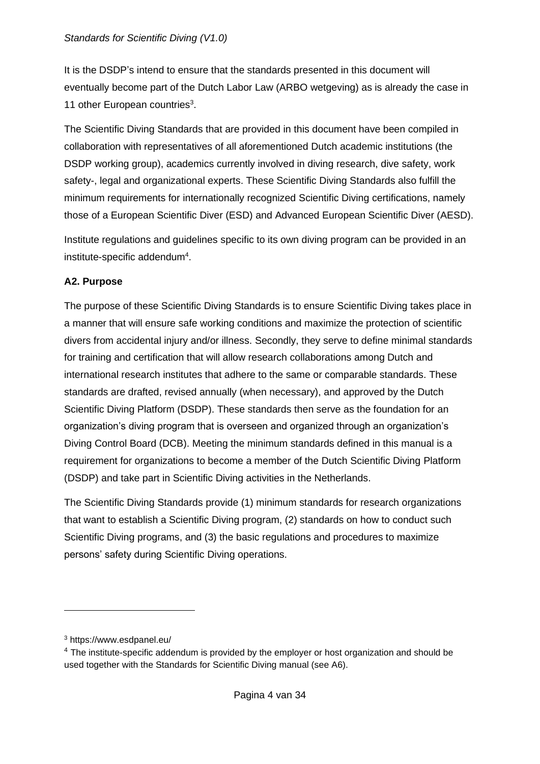It is the DSDP's intend to ensure that the standards presented in this document will eventually become part of the Dutch Labor Law (ARBO wetgeving) as is already the case in 11 other European countries[3].

The Scientific Diving Standards that are provided in this document have been compiled in collaboration with representatives of all aforementioned Dutch academic institutions (the DSDP working group), academics currently involved in diving research, dive safety, work safety-, legal and organizational experts. These Scientific Diving Standards also fulfill the minimum requirements for internationally recognized Scientific Diving certifications, namely those of a European Scientific Diver (ESD) and Advanced European Scientific Diver (AESD).

Institute regulations and guidelines specific to its own diving program can be provided in an institute-specific addendum[4].

**A2. Purpose**

The purpose of these Scientific Diving Standards is to ensure Scientific Diving takes place in a manner that will ensure safe working conditions and maximize the protection of scientific divers from accidental injury and/or illness. Secondly, they serve to define minimal standards for training and certification that will allow research collaborations among Dutch and international research institutes that adhere to the same or comparable standards. These standards are drafted, revised annually (when necessary), and approved by the Dutch Scientific Diving Platform (DSDP). These standards then serve as the foundation for an organization's diving program that is overseen and organized through an organization's Diving Control Board (DCB). Meeting the minimum standards defined in this manual is a requirement for organizations to become a member of the Dutch Scientific Diving Platform (DSDP) and take part in Scientific Diving activities in the Netherlands.

The Scientific Diving Standards provide (1) minimum standards for research organizations that want to establish a Scientific Diving program, (2) standards on how to conduct such Scientific Diving programs, and (3) the basic regulations and procedures to maximize persons' safety during Scientific Diving operations.

---

[3] https://www.esdpanel.eu/

[4] The institute-specific addendum is provided by the employer or host organization and should be used together with the Standards for Scientific Diving manual (see A6).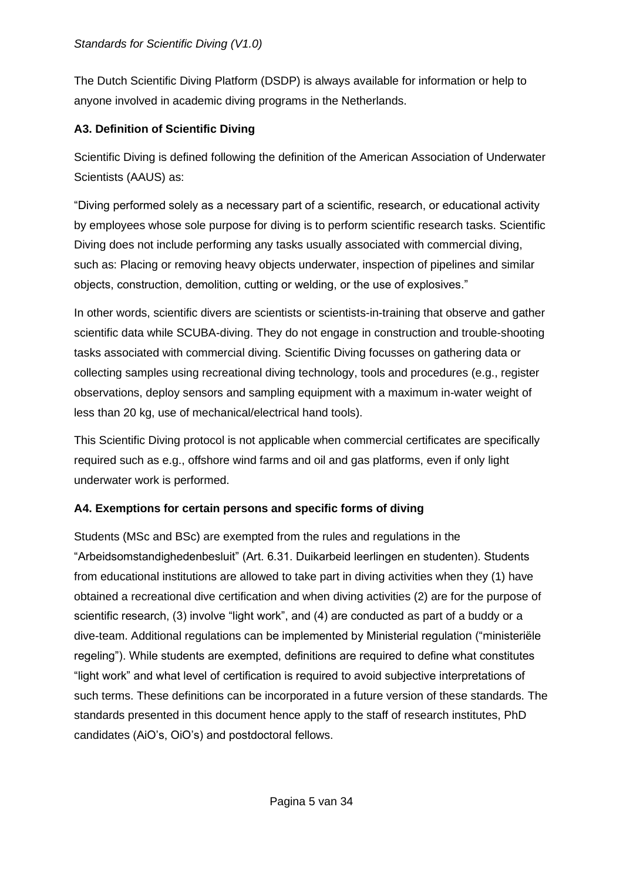The Dutch Scientific Diving Platform (DSDP) is always available for information or help to anyone involved in academic diving programs in the Netherlands.

### A3. Definition of Scientific Diving

Scientific Diving is defined following the definition of the American Association of Underwater Scientists (AAUS) as:

"Diving performed solely as a necessary part of a scientific, research, or educational activity by employees whose sole purpose for diving is to perform scientific research tasks. Scientific Diving does not include performing any tasks usually associated with commercial diving, such as: Placing or removing heavy objects underwater, inspection of pipelines and similar objects, construction, demolition, cutting or welding, or the use of explosives."

In other words, scientific divers are scientists or scientists-in-training that observe and gather scientific data while SCUBA-diving. They do not engage in construction and trouble-shooting tasks associated with commercial diving. Scientific Diving focusses on gathering data or collecting samples using recreational diving technology, tools and procedures (e.g., register observations, deploy sensors and sampling equipment with a maximum in-water weight of less than 20 kg, use of mechanical/electrical hand tools).

This Scientific Diving protocol is not applicable when commercial certificates are specifically required such as e.g., offshore wind farms and oil and gas platforms, even if only light underwater work is performed.

### A4. Exemptions for certain persons and specific forms of diving

Students (MSc and BSc) are exempted from the rules and regulations in the "Arbeidsomstandighedenbesluit" (Art. 6.31. Duikarbeid leerlingen en studenten). Students from educational institutions are allowed to take part in diving activities when they (1) have obtained a recreational dive certification and when diving activities (2) are for the purpose of scientific research, (3) involve "light work", and (4) are conducted as part of a buddy or a dive-team. Additional regulations can be implemented by Ministerial regulation ("ministeriële regeling"). While students are exempted, definitions are required to define what constitutes "light work" and what level of certification is required to avoid subjective interpretations of such terms. These definitions can be incorporated in a future version of these standards. The standards presented in this document hence apply to the staff of research institutes, PhD candidates (AiO's, OiO's) and postdoctoral fellows.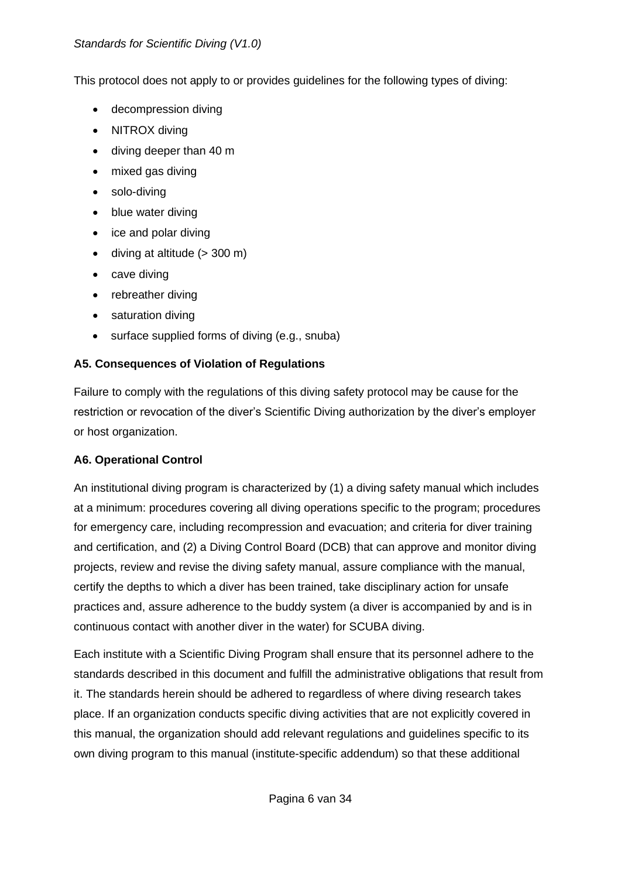This protocol does not apply to or provides guidelines for the following types of diving:

- decompression diving
- NITROX diving
- diving deeper than 40 m
- mixed gas diving
- solo-diving
- blue water diving
- ice and polar diving
- diving at altitude (> 300 m)
- cave diving
- rebreather diving
- saturation diving
- surface supplied forms of diving (e.g., snuba)

### A5. Consequences of Violation of Regulations

Failure to comply with the regulations of this diving safety protocol may be cause for the restriction or revocation of the diver's Scientific Diving authorization by the diver's employer or host organization.

### A6. Operational Control

An institutional diving program is characterized by (1) a diving safety manual which includes at a minimum: procedures covering all diving operations specific to the program; procedures for emergency care, including recompression and evacuation; and criteria for diver training and certification, and (2) a Diving Control Board (DCB) that can approve and monitor diving projects, review and revise the diving safety manual, assure compliance with the manual, certify the depths to which a diver has been trained, take disciplinary action for unsafe practices and, assure adherence to the buddy system (a diver is accompanied by and is in continuous contact with another diver in the water) for SCUBA diving.

Each institute with a Scientific Diving Program shall ensure that its personnel adhere to the standards described in this document and fulfill the administrative obligations that result from it. The standards herein should be adhered to regardless of where diving research takes place. If an organization conducts specific diving activities that are not explicitly covered in this manual, the organization should add relevant regulations and guidelines specific to its own diving program to this manual (institute-specific addendum) so that these additional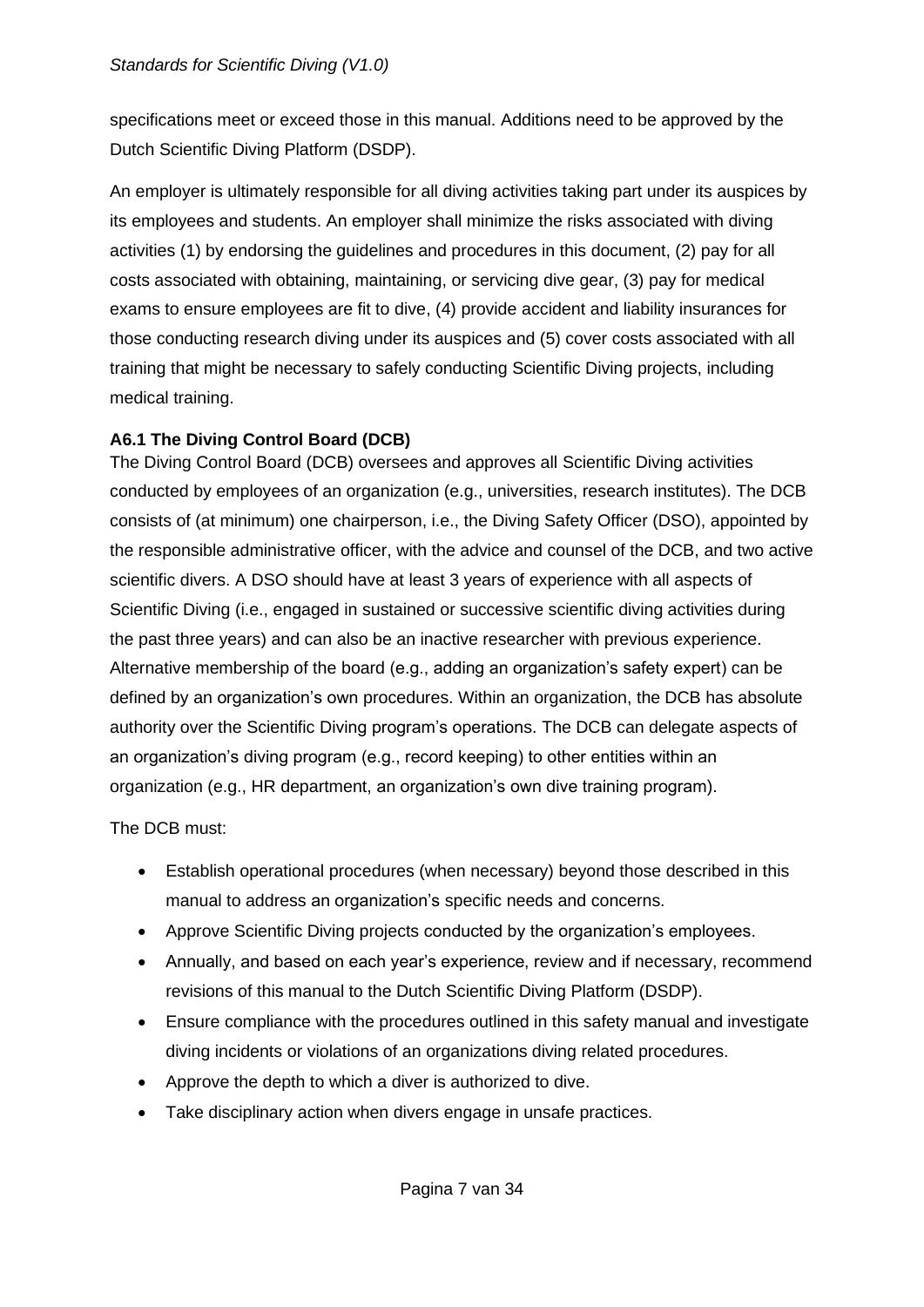specifications meet or exceed those in this manual. Additions need to be approved by the Dutch Scientific Diving Platform (DSDP).

An employer is ultimately responsible for all diving activities taking part under its auspices by its employees and students. An employer shall minimize the risks associated with diving activities (1) by endorsing the guidelines and procedures in this document, (2) pay for all costs associated with obtaining, maintaining, or servicing dive gear, (3) pay for medical exams to ensure employees are fit to dive, (4) provide accident and liability insurances for those conducting research diving under its auspices and (5) cover costs associated with all training that might be necessary to safely conducting Scientific Diving projects, including medical training.

**A6.1 The Diving Control Board (DCB)**

The Diving Control Board (DCB) oversees and approves all Scientific Diving activities conducted by employees of an organization (e.g., universities, research institutes). The DCB consists of (at minimum) one chairperson, i.e., the Diving Safety Officer (DSO), appointed by the responsible administrative officer, with the advice and counsel of the DCB, and two active scientific divers. A DSO should have at least 3 years of experience with all aspects of Scientific Diving (i.e., engaged in sustained or successive scientific diving activities during the past three years) and can also be an inactive researcher with previous experience. Alternative membership of the board (e.g., adding an organization's safety expert) can be defined by an organization's own procedures. Within an organization, the DCB has absolute authority over the Scientific Diving program's operations. The DCB can delegate aspects of an organization's diving program (e.g., record keeping) to other entities within an organization (e.g., HR department, an organization's own dive training program).

The DCB must:

- Establish operational procedures (when necessary) beyond those described in this manual to address an organization's specific needs and concerns.
- Approve Scientific Diving projects conducted by the organization's employees.
- Annually, and based on each year's experience, review and if necessary, recommend revisions of this manual to the Dutch Scientific Diving Platform (DSDP).
- Ensure compliance with the procedures outlined in this safety manual and investigate diving incidents or violations of an organizations diving related procedures.
- Approve the depth to which a diver is authorized to dive.
- Take disciplinary action when divers engage in unsafe practices.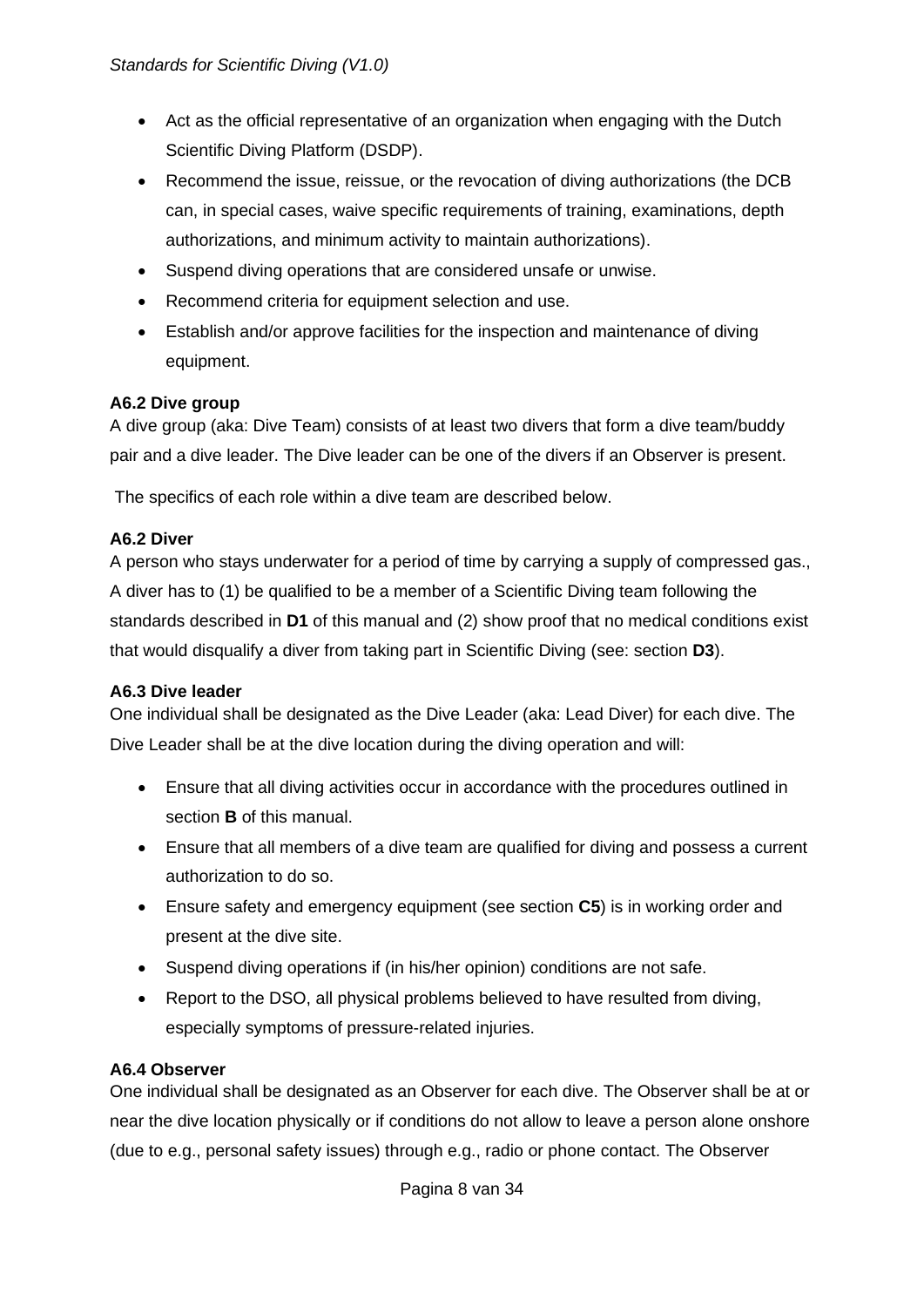- Act as the official representative of an organization when engaging with the Dutch Scientific Diving Platform (DSDP).
- Recommend the issue, reissue, or the revocation of diving authorizations (the DCB can, in special cases, waive specific requirements of training, examinations, depth authorizations, and minimum activity to maintain authorizations).
- Suspend diving operations that are considered unsafe or unwise.
- Recommend criteria for equipment selection and use.
- Establish and/or approve facilities for the inspection and maintenance of diving equipment.

**A6.2 Dive group**

A dive group (aka: Dive Team) consists of at least two divers that form a dive team/buddy pair and a dive leader. The Dive leader can be one of the divers if an Observer is present.

The specifics of each role within a dive team are described below.

**A6.2 Diver**

A person who stays underwater for a period of time by carrying a supply of compressed gas., A diver has to (1) be qualified to be a member of a Scientific Diving team following the standards described in **D1** of this manual and (2) show proof that no medical conditions exist that would disqualify a diver from taking part in Scientific Diving (see: section **D3**).

**A6.3 Dive leader**

One individual shall be designated as the Dive Leader (aka: Lead Diver) for each dive. The Dive Leader shall be at the dive location during the diving operation and will:

- Ensure that all diving activities occur in accordance with the procedures outlined in section **B** of this manual.
- Ensure that all members of a dive team are qualified for diving and possess a current authorization to do so.
- Ensure safety and emergency equipment (see section **C5**) is in working order and present at the dive site.
- Suspend diving operations if (in his/her opinion) conditions are not safe.
- Report to the DSO, all physical problems believed to have resulted from diving, especially symptoms of pressure-related injuries.

**A6.4 Observer**

One individual shall be designated as an Observer for each dive. The Observer shall be at or near the dive location physically or if conditions do not allow to leave a person alone onshore (due to e.g., personal safety issues) through e.g., radio or phone contact. The Observer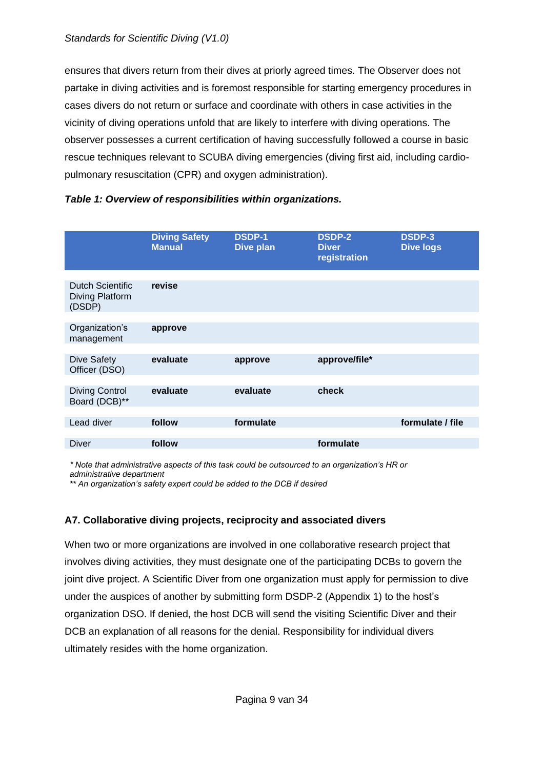ensures that divers return from their dives at priorly agreed times. The Observer does not partake in diving activities and is foremost responsible for starting emergency procedures in cases divers do not return or surface and coordinate with others in case activities in the vicinity of diving operations unfold that are likely to interfere with diving operations. The observer possesses a current certification of having successfully followed a course in basic rescue techniques relevant to SCUBA diving emergencies (diving first aid, including cardio-pulmonary resuscitation (CPR) and oxygen administration).

***Table 1: Overview of responsibilities within organizations.***

| | Diving Safety Manual | DSDP-1 Dive plan | DSDP-2 Diver registration | DSDP-3 Dive logs |
|---|---|---|---|---|
| Dutch Scientific Diving Platform (DSDP) | **revise** | | | |
| Organization's management | **approve** | | | |
| Dive Safety Officer (DSO) | **evaluate** | **approve** | **approve/file*** | |
| Diving Control Board (DCB)** | **evaluate** | **evaluate** | **check** | |
| Lead diver | **follow** | **formulate** | | **formulate / file** |
| Diver | **follow** | | **formulate** | |

*\* Note that administrative aspects of this task could be outsourced to an organization's HR or administrative department*
*\*\* An organization's safety expert could be added to the DCB if desired*

### A7. Collaborative diving projects, reciprocity and associated divers

When two or more organizations are involved in one collaborative research project that involves diving activities, they must designate one of the participating DCBs to govern the joint dive project. A Scientific Diver from one organization must apply for permission to dive under the auspices of another by submitting form DSDP-2 (Appendix 1) to the host's organization DSO. If denied, the host DCB will send the visiting Scientific Diver and their DCB an explanation of all reasons for the denial. Responsibility for individual divers ultimately resides with the home organization.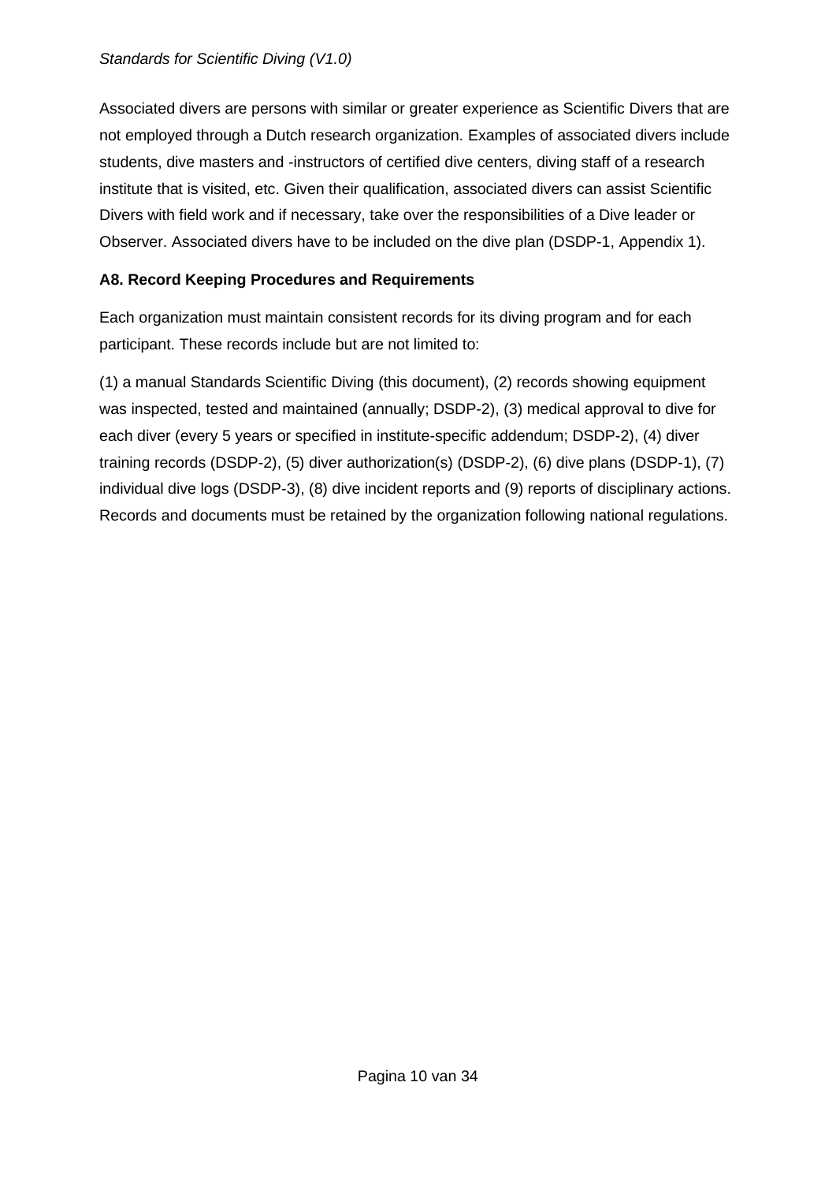Associated divers are persons with similar or greater experience as Scientific Divers that are not employed through a Dutch research organization. Examples of associated divers include students, dive masters and -instructors of certified dive centers, diving staff of a research institute that is visited, etc. Given their qualification, associated divers can assist Scientific Divers with field work and if necessary, take over the responsibilities of a Dive leader or Observer. Associated divers have to be included on the dive plan (DSDP-1, Appendix 1).

### A8. Record Keeping Procedures and Requirements

Each organization must maintain consistent records for its diving program and for each participant. These records include but are not limited to:

(1) a manual Standards Scientific Diving (this document), (2) records showing equipment was inspected, tested and maintained (annually; DSDP-2), (3) medical approval to dive for each diver (every 5 years or specified in institute-specific addendum; DSDP-2), (4) diver training records (DSDP-2), (5) diver authorization(s) (DSDP-2), (6) dive plans (DSDP-1), (7) individual dive logs (DSDP-3), (8) dive incident reports and (9) reports of disciplinary actions. Records and documents must be retained by the organization following national regulations.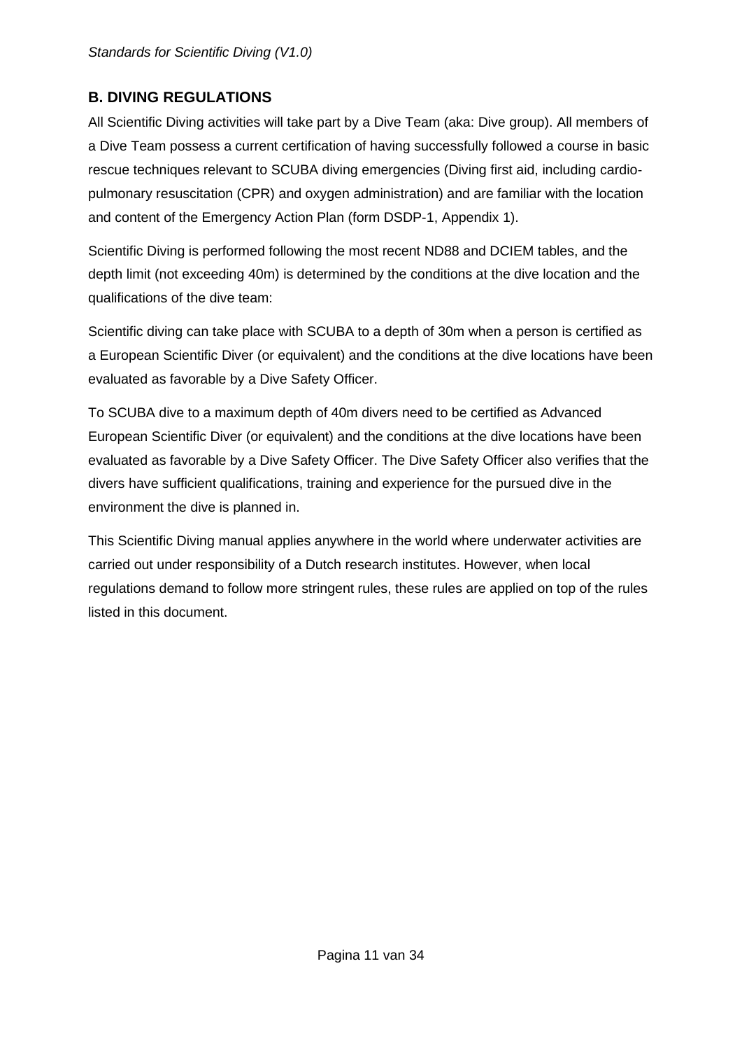## B. DIVING REGULATIONS

All Scientific Diving activities will take part by a Dive Team (aka: Dive group). All members of a Dive Team possess a current certification of having successfully followed a course in basic rescue techniques relevant to SCUBA diving emergencies (Diving first aid, including cardio-pulmonary resuscitation (CPR) and oxygen administration) and are familiar with the location and content of the Emergency Action Plan (form DSDP-1, Appendix 1).

Scientific Diving is performed following the most recent ND88 and DCIEM tables, and the depth limit (not exceeding 40m) is determined by the conditions at the dive location and the qualifications of the dive team:

Scientific diving can take place with SCUBA to a depth of 30m when a person is certified as a European Scientific Diver (or equivalent) and the conditions at the dive locations have been evaluated as favorable by a Dive Safety Officer.

To SCUBA dive to a maximum depth of 40m divers need to be certified as Advanced European Scientific Diver (or equivalent) and the conditions at the dive locations have been evaluated as favorable by a Dive Safety Officer. The Dive Safety Officer also verifies that the divers have sufficient qualifications, training and experience for the pursued dive in the environment the dive is planned in.

This Scientific Diving manual applies anywhere in the world where underwater activities are carried out under responsibility of a Dutch research institutes. However, when local regulations demand to follow more stringent rules, these rules are applied on top of the rules listed in this document.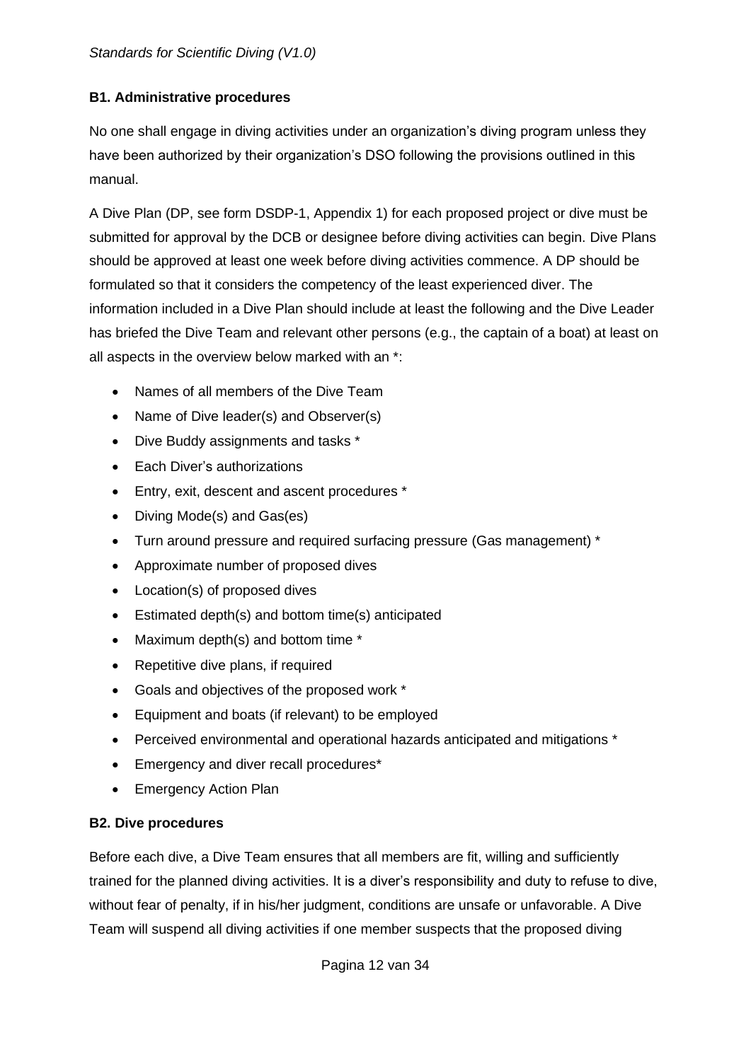### B1. Administrative procedures

No one shall engage in diving activities under an organization's diving program unless they have been authorized by their organization's DSO following the provisions outlined in this manual.

A Dive Plan (DP, see form DSDP-1, Appendix 1) for each proposed project or dive must be submitted for approval by the DCB or designee before diving activities can begin. Dive Plans should be approved at least one week before diving activities commence. A DP should be formulated so that it considers the competency of the least experienced diver. The information included in a Dive Plan should include at least the following and the Dive Leader has briefed the Dive Team and relevant other persons (e.g., the captain of a boat) at least on all aspects in the overview below marked with an *:

- Names of all members of the Dive Team
- Name of Dive leader(s) and Observer(s)
- Dive Buddy assignments and tasks *
- Each Diver's authorizations
- Entry, exit, descent and ascent procedures *
- Diving Mode(s) and Gas(es)
- Turn around pressure and required surfacing pressure (Gas management) *
- Approximate number of proposed dives
- Location(s) of proposed dives
- Estimated depth(s) and bottom time(s) anticipated
- Maximum depth(s) and bottom time *
- Repetitive dive plans, if required
- Goals and objectives of the proposed work *
- Equipment and boats (if relevant) to be employed
- Perceived environmental and operational hazards anticipated and mitigations *
- Emergency and diver recall procedures*
- Emergency Action Plan

### B2. Dive procedures

Before each dive, a Dive Team ensures that all members are fit, willing and sufficiently trained for the planned diving activities. It is a diver's responsibility and duty to refuse to dive, without fear of penalty, if in his/her judgment, conditions are unsafe or unfavorable. A Dive Team will suspend all diving activities if one member suspects that the proposed diving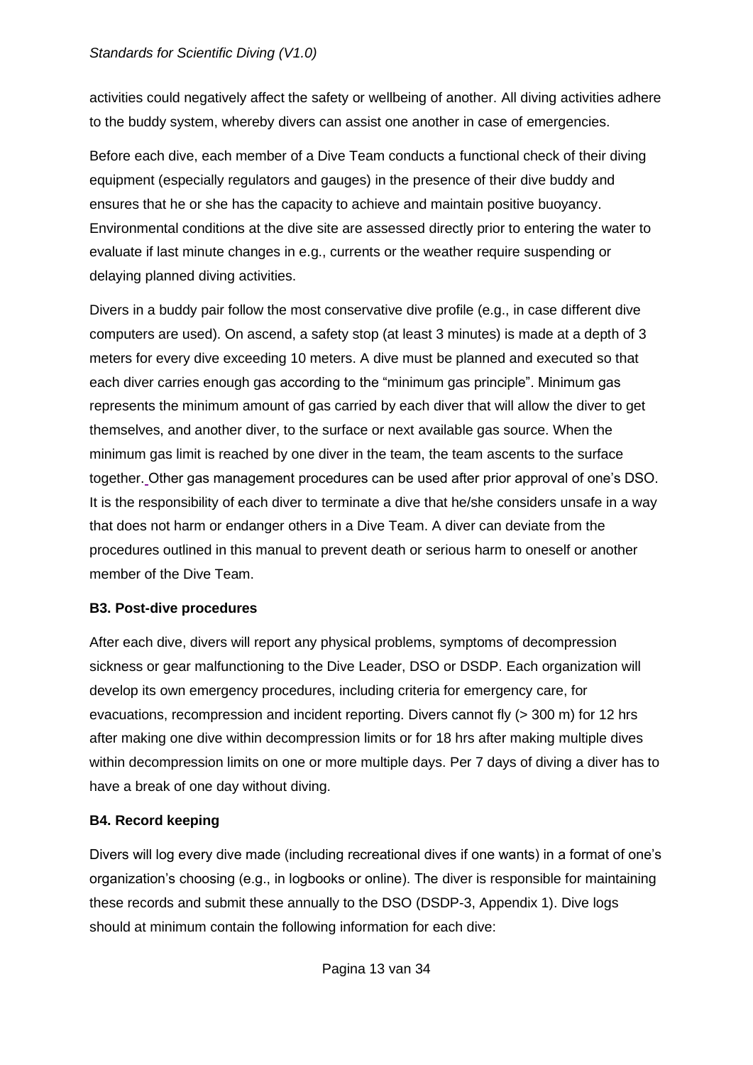activities could negatively affect the safety or wellbeing of another. All diving activities adhere to the buddy system, whereby divers can assist one another in case of emergencies.

Before each dive, each member of a Dive Team conducts a functional check of their diving equipment (especially regulators and gauges) in the presence of their dive buddy and ensures that he or she has the capacity to achieve and maintain positive buoyancy. Environmental conditions at the dive site are assessed directly prior to entering the water to evaluate if last minute changes in e.g., currents or the weather require suspending or delaying planned diving activities.

Divers in a buddy pair follow the most conservative dive profile (e.g., in case different dive computers are used). On ascend, a safety stop (at least 3 minutes) is made at a depth of 3 meters for every dive exceeding 10 meters. A dive must be planned and executed so that each diver carries enough gas according to the "minimum gas principle". Minimum gas represents the minimum amount of gas carried by each diver that will allow the diver to get themselves, and another diver, to the surface or next available gas source. When the minimum gas limit is reached by one diver in the team, the team ascents to the surface together. Other gas management procedures can be used after prior approval of one's DSO. It is the responsibility of each diver to terminate a dive that he/she considers unsafe in a way that does not harm or endanger others in a Dive Team. A diver can deviate from the procedures outlined in this manual to prevent death or serious harm to oneself or another member of the Dive Team.

### B3. Post-dive procedures

After each dive, divers will report any physical problems, symptoms of decompression sickness or gear malfunctioning to the Dive Leader, DSO or DSDP. Each organization will develop its own emergency procedures, including criteria for emergency care, for evacuations, recompression and incident reporting. Divers cannot fly (> 300 m) for 12 hrs after making one dive within decompression limits or for 18 hrs after making multiple dives within decompression limits on one or more multiple days. Per 7 days of diving a diver has to have a break of one day without diving.

### B4. Record keeping

Divers will log every dive made (including recreational dives if one wants) in a format of one's organization's choosing (e.g., in logbooks or online). The diver is responsible for maintaining these records and submit these annually to the DSO (DSDP-3, Appendix 1). Dive logs should at minimum contain the following information for each dive: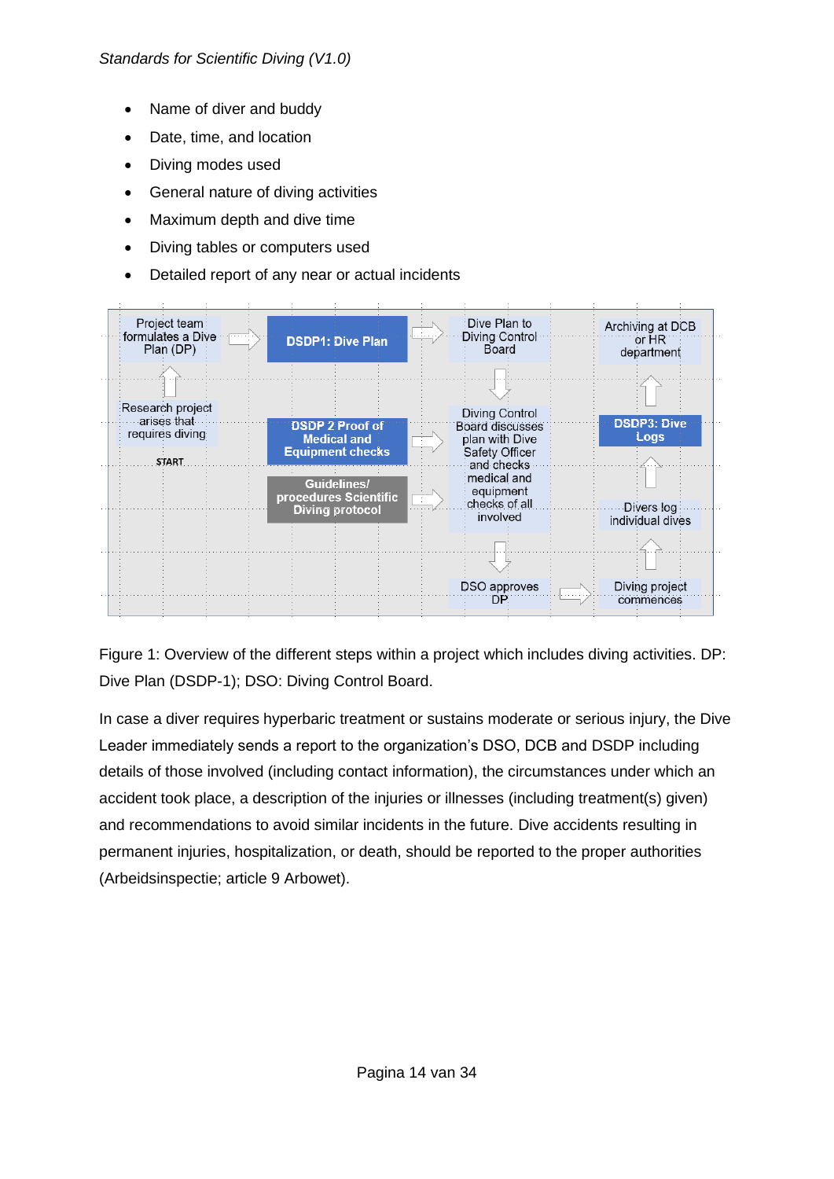- Name of diver and buddy
- Date, time, and location
- Diving modes used
- General nature of diving activities
- Maximum depth and dive time
- Diving tables or computers used
- Detailed report of any near or actual incidents

Figure 1: Overview of the different steps within a project which includes diving activities. DP: Dive Plan (DSDP-1); DSO: Diving Control Board.

In case a diver requires hyperbaric treatment or sustains moderate or serious injury, the Dive Leader immediately sends a report to the organization's DSO, DCB and DSDP including details of those involved (including contact information), the circumstances under which an accident took place, a description of the injuries or illnesses (including treatment(s) given) and recommendations to avoid similar incidents in the future. Dive accidents resulting in permanent injuries, hospitalization, or death, should be reported to the proper authorities (Arbeidsinspectie; article 9 Arbowet).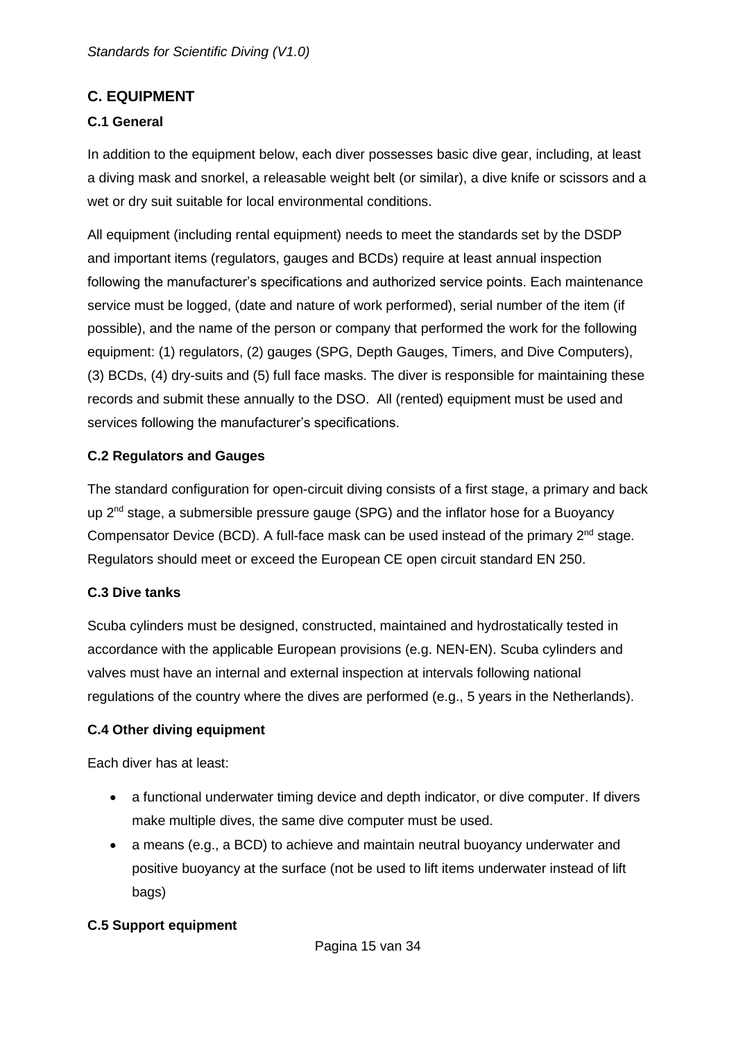## C. EQUIPMENT

### C.1 General

In addition to the equipment below, each diver possesses basic dive gear, including, at least a diving mask and snorkel, a releasable weight belt (or similar), a dive knife or scissors and a wet or dry suit suitable for local environmental conditions.

All equipment (including rental equipment) needs to meet the standards set by the DSDP and important items (regulators, gauges and BCDs) require at least annual inspection following the manufacturer's specifications and authorized service points. Each maintenance service must be logged, (date and nature of work performed), serial number of the item (if possible), and the name of the person or company that performed the work for the following equipment: (1) regulators, (2) gauges (SPG, Depth Gauges, Timers, and Dive Computers), (3) BCDs, (4) dry-suits and (5) full face masks. The diver is responsible for maintaining these records and submit these annually to the DSO. All (rented) equipment must be used and services following the manufacturer's specifications.

### C.2 Regulators and Gauges

The standard configuration for open-circuit diving consists of a first stage, a primary and back up 2nd stage, a submersible pressure gauge (SPG) and the inflator hose for a Buoyancy Compensator Device (BCD). A full-face mask can be used instead of the primary 2nd stage. Regulators should meet or exceed the European CE open circuit standard EN 250.

### C.3 Dive tanks

Scuba cylinders must be designed, constructed, maintained and hydrostatically tested in accordance with the applicable European provisions (e.g. NEN-EN). Scuba cylinders and valves must have an internal and external inspection at intervals following national regulations of the country where the dives are performed (e.g., 5 years in the Netherlands).

### C.4 Other diving equipment

Each diver has at least:

- a functional underwater timing device and depth indicator, or dive computer. If divers make multiple dives, the same dive computer must be used.
- a means (e.g., a BCD) to achieve and maintain neutral buoyancy underwater and positive buoyancy at the surface (not be used to lift items underwater instead of lift bags)

### C.5 Support equipment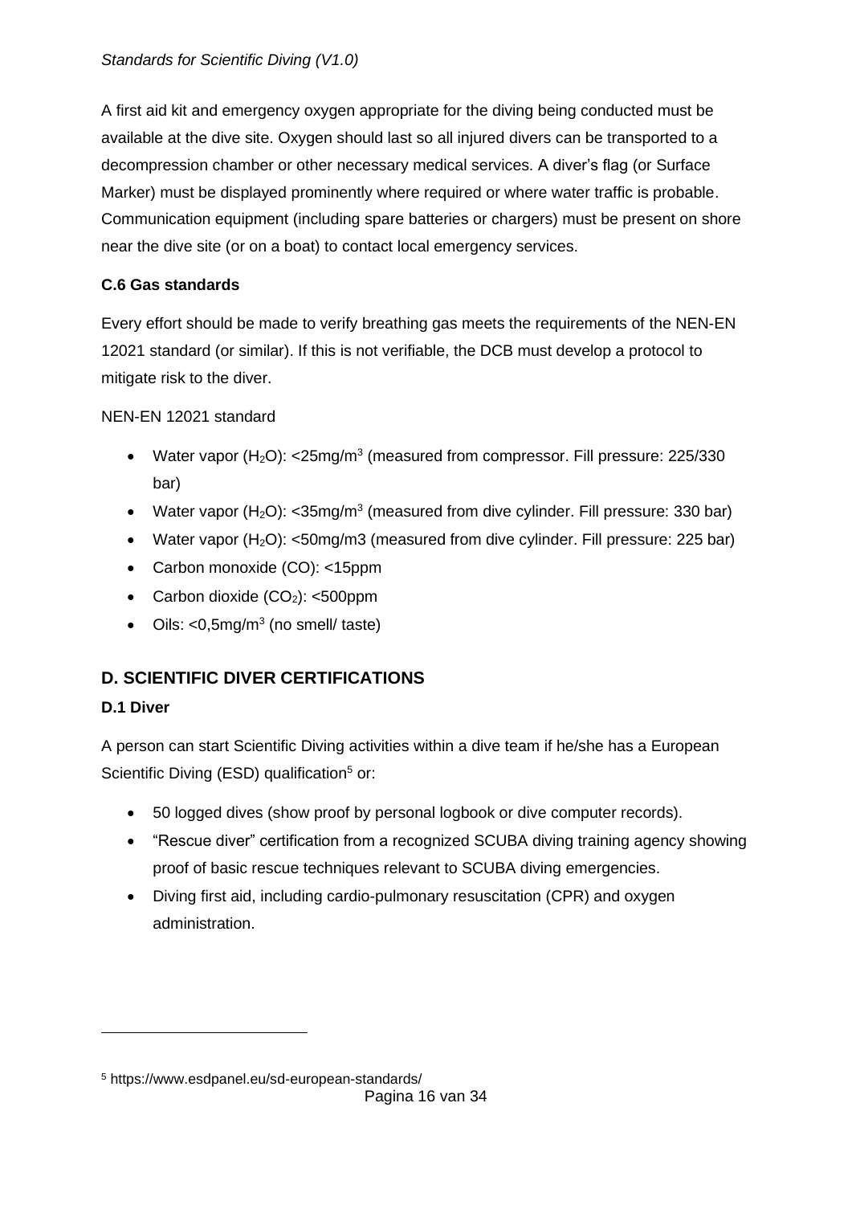A first aid kit and emergency oxygen appropriate for the diving being conducted must be available at the dive site. Oxygen should last so all injured divers can be transported to a decompression chamber or other necessary medical services. A diver's flag (or Surface Marker) must be displayed prominently where required or where water traffic is probable. Communication equipment (including spare batteries or chargers) must be present on shore near the dive site (or on a boat) to contact local emergency services.

### C.6 Gas standards

Every effort should be made to verify breathing gas meets the requirements of the NEN-EN 12021 standard (or similar). If this is not verifiable, the DCB must develop a protocol to mitigate risk to the diver.

NEN-EN 12021 standard

- Water vapor ($H_2O$): <25mg/m$^3$ (measured from compressor. Fill pressure: 225/330 bar)
- Water vapor ($H_2O$): <35mg/m$^3$ (measured from dive cylinder. Fill pressure: 330 bar)
- Water vapor ($H_2O$): <50mg/m3 (measured from dive cylinder. Fill pressure: 225 bar)
- Carbon monoxide (CO): <15ppm
- Carbon dioxide ($CO_2$): <500ppm
- Oils: <0,5mg/m$^3$ (no smell/ taste)

## D. SCIENTIFIC DIVER CERTIFICATIONS

### D.1 Diver

A person can start Scientific Diving activities within a dive team if he/she has a European Scientific Diving (ESD) qualification[5] or:

- 50 logged dives (show proof by personal logbook or dive computer records).
- "Rescue diver" certification from a recognized SCUBA diving training agency showing proof of basic rescue techniques relevant to SCUBA diving emergencies.
- Diving first aid, including cardio-pulmonary resuscitation (CPR) and oxygen administration.

---

[5] https://www.esdpanel.eu/sd-european-standards/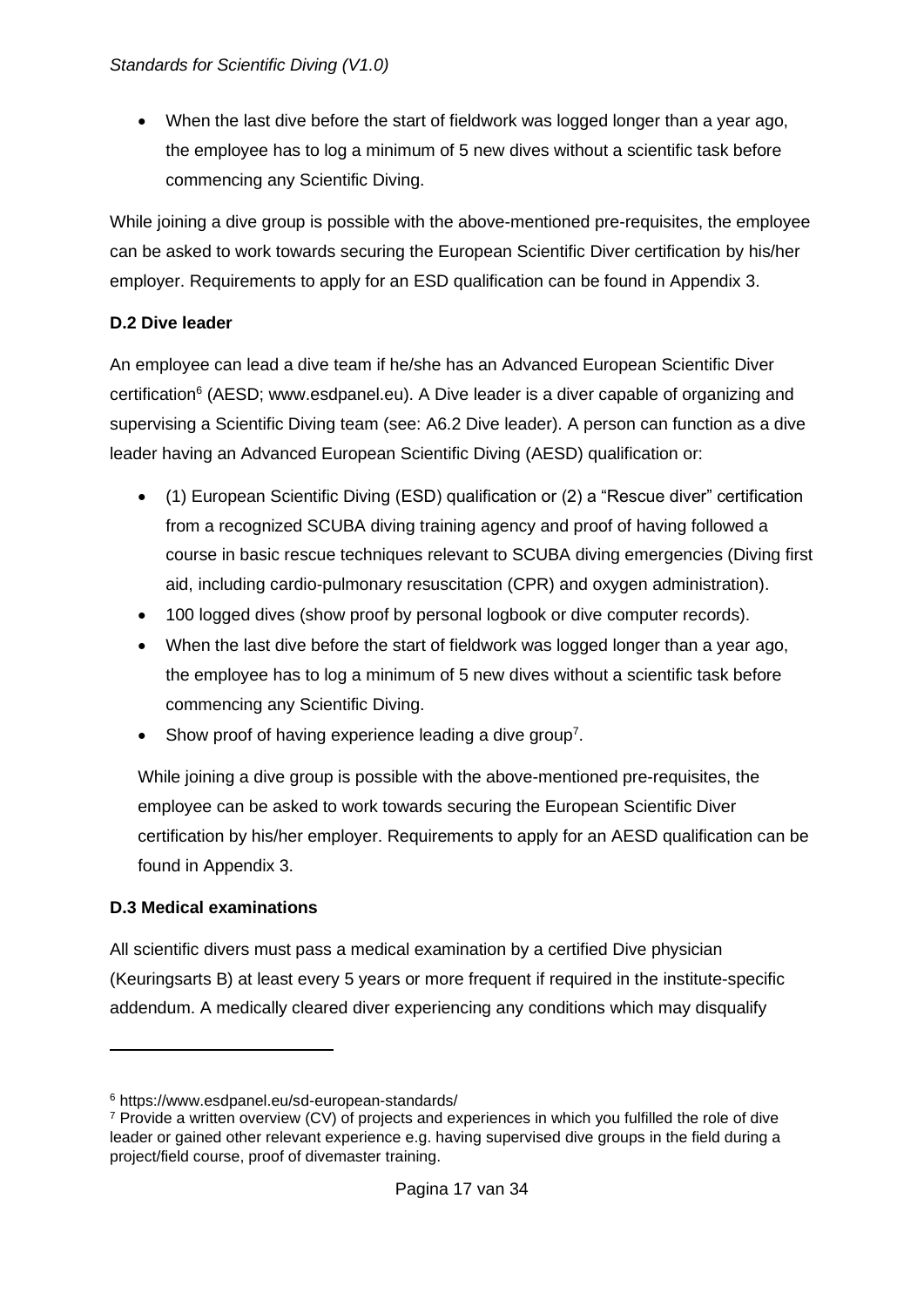- When the last dive before the start of fieldwork was logged longer than a year ago, the employee has to log a minimum of 5 new dives without a scientific task before commencing any Scientific Diving.

While joining a dive group is possible with the above-mentioned pre-requisites, the employee can be asked to work towards securing the European Scientific Diver certification by his/her employer. Requirements to apply for an ESD qualification can be found in Appendix 3.

### D.2 Dive leader

An employee can lead a dive team if he/she has an Advanced European Scientific Diver certification[6] (AESD; www.esdpanel.eu). A Dive leader is a diver capable of organizing and supervising a Scientific Diving team (see: A6.2 Dive leader). A person can function as a dive leader having an Advanced European Scientific Diving (AESD) qualification or:

- (1) European Scientific Diving (ESD) qualification or (2) a "Rescue diver" certification from a recognized SCUBA diving training agency and proof of having followed a course in basic rescue techniques relevant to SCUBA diving emergencies (Diving first aid, including cardio-pulmonary resuscitation (CPR) and oxygen administration).
- 100 logged dives (show proof by personal logbook or dive computer records).
- When the last dive before the start of fieldwork was logged longer than a year ago, the employee has to log a minimum of 5 new dives without a scientific task before commencing any Scientific Diving.
- Show proof of having experience leading a dive group[7].

While joining a dive group is possible with the above-mentioned pre-requisites, the employee can be asked to work towards securing the European Scientific Diver certification by his/her employer. Requirements to apply for an AESD qualification can be found in Appendix 3.

### D.3 Medical examinations

All scientific divers must pass a medical examination by a certified Dive physician (Keuringsarts B) at least every 5 years or more frequent if required in the institute-specific addendum. A medically cleared diver experiencing any conditions which may disqualify

---

[6] https://www.esdpanel.eu/sd-european-standards/

[7] Provide a written overview (CV) of projects and experiences in which you fulfilled the role of dive leader or gained other relevant experience e.g. having supervised dive groups in the field during a project/field course, proof of divemaster training.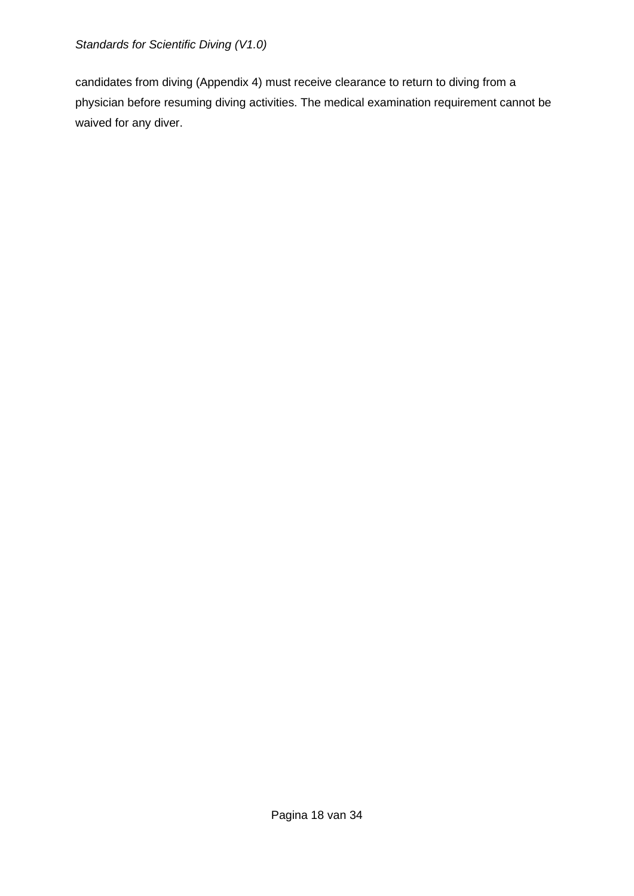candidates from diving (Appendix 4) must receive clearance to return to diving from a physician before resuming diving activities. The medical examination requirement cannot be waived for any diver.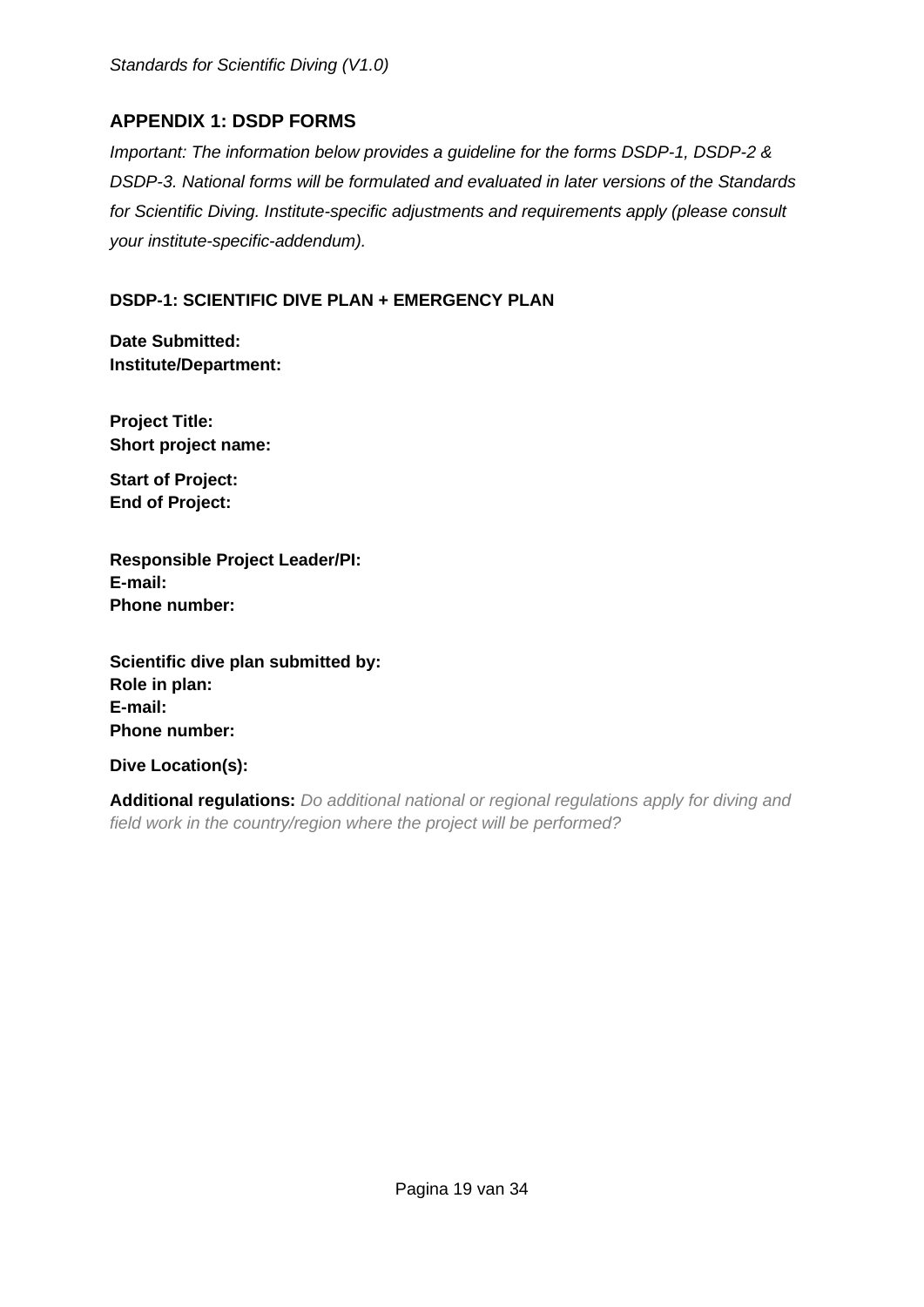## APPENDIX 1: DSDP FORMS

*Important: The information below provides a guideline for the forms DSDP-1, DSDP-2 & DSDP-3. National forms will be formulated and evaluated in later versions of the Standards for Scientific Diving. Institute-specific adjustments and requirements apply (please consult your institute-specific-addendum).*

### DSDP-1: SCIENTIFIC DIVE PLAN + EMERGENCY PLAN

**Date Submitted:**
**Institute/Department:**

**Project Title:**
**Short project name:**

**Start of Project:**
**End of Project:**

**Responsible Project Leader/PI:**
**E-mail:**
**Phone number:**

**Scientific dive plan submitted by:**
**Role in plan:**
**E-mail:**
**Phone number:**

**Dive Location(s):**

**Additional regulations:** *Do additional national or regional regulations apply for diving and field work in the country/region where the project will be performed?*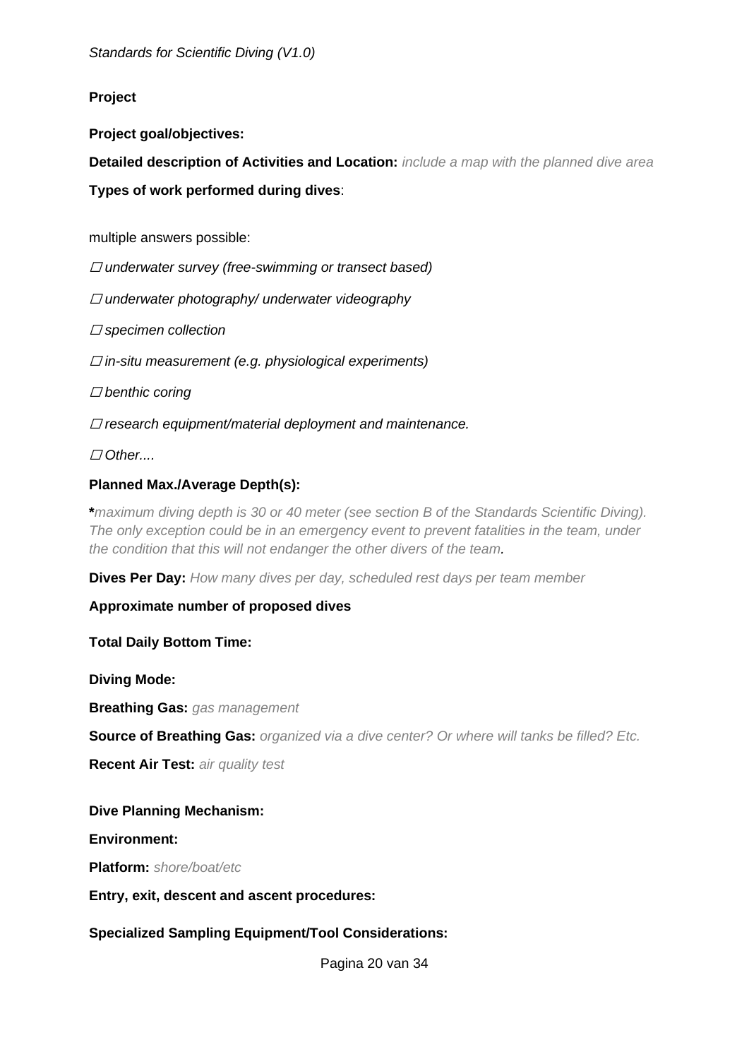**Project**

**Project goal/objectives:**

**Detailed description of Activities and Location:** *include a map with the planned dive area*

**Types of work performed during dives**:

multiple answers possible:

☐ *underwater survey (free-swimming or transect based)*

☐ *underwater photography/ underwater videography*

☐ *specimen collection*

☐ *in-situ measurement (e.g. physiological experiments)*

☐ *benthic coring*

☐ *research equipment/material deployment and maintenance.*

☐ *Other....*

**Planned Max./Average Depth(s):**

**\***\*maximum diving depth is 30 or 40 meter (see section B of the Standards Scientific Diving). The only exception could be in an emergency event to prevent fatalities in the team, under the condition that this will not endanger the other divers of the team.\*

**Dives Per Day:** *How many dives per day, scheduled rest days per team member*

**Approximate number of proposed dives**

**Total Daily Bottom Time:**

**Diving Mode:**

**Breathing Gas:** *gas management*

**Source of Breathing Gas:** *organized via a dive center? Or where will tanks be filled? Etc.*

**Recent Air Test:** *air quality test*

**Dive Planning Mechanism:**

**Environment:**

**Platform:** *shore/boat/etc*

**Entry, exit, descent and ascent procedures:**

**Specialized Sampling Equipment/Tool Considerations:**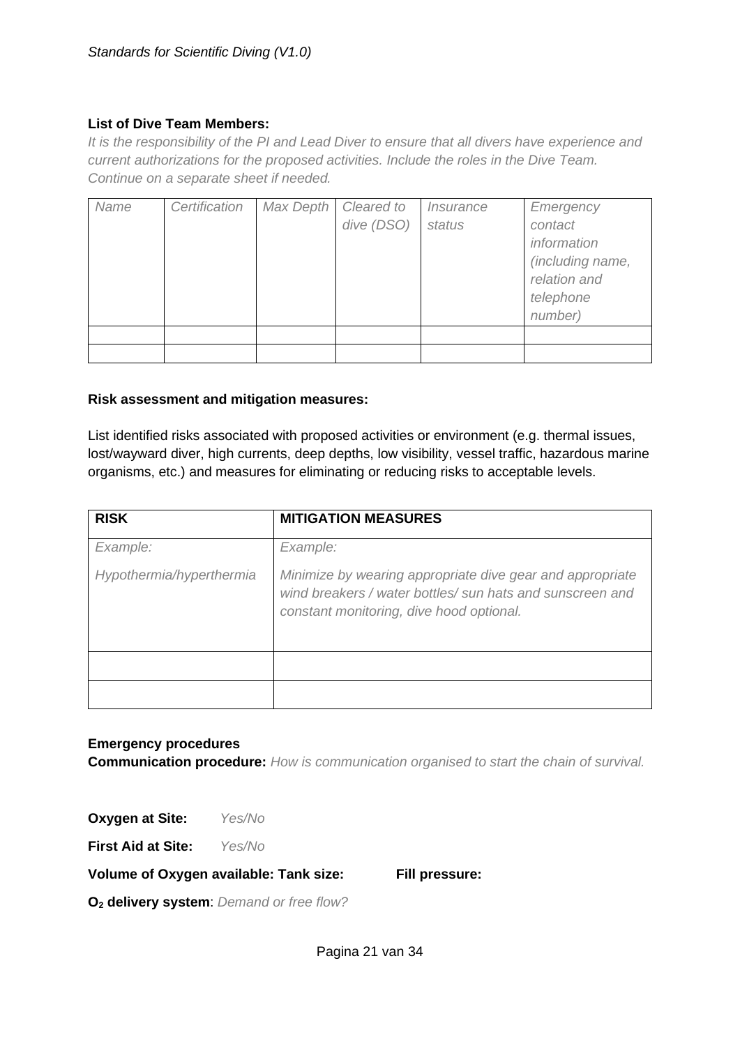**List of Dive Team Members:**

*It is the responsibility of the PI and Lead Diver to ensure that all divers have experience and current authorizations for the proposed activities. Include the roles in the Dive Team. Continue on a separate sheet if needed.*

| *Name* | *Certification* | *Max Depth* | *Cleared to dive (DSO)* | *Insurance status* | *Emergency contact information (including name, relation and telephone number)* |
|---|---|---|---|---|---|
| | | | | | |
| | | | | | |

**Risk assessment and mitigation measures:**

List identified risks associated with proposed activities or environment (e.g. thermal issues, lost/wayward diver, high currents, deep depths, low visibility, vessel traffic, hazardous marine organisms, etc.) and measures for eliminating or reducing risks to acceptable levels.

| **RISK** | **MITIGATION MEASURES** |
|---|---|
| *Example:*<br><br>*Hypothermia/hyperthermia* | *Example:*<br><br>*Minimize by wearing appropriate dive gear and appropriate wind breakers / water bottles/ sun hats and sunscreen and constant monitoring, dive hood optional.* |
| | |
| | |

**Emergency procedures**

**Communication procedure:** *How is communication organised to start the chain of survival.*

**Oxygen at Site:** *Yes/No*

**First Aid at Site:** *Yes/No*

**Volume of Oxygen available: Tank size:** **Fill pressure:**

**$O_2$ delivery system**: *Demand or free flow?*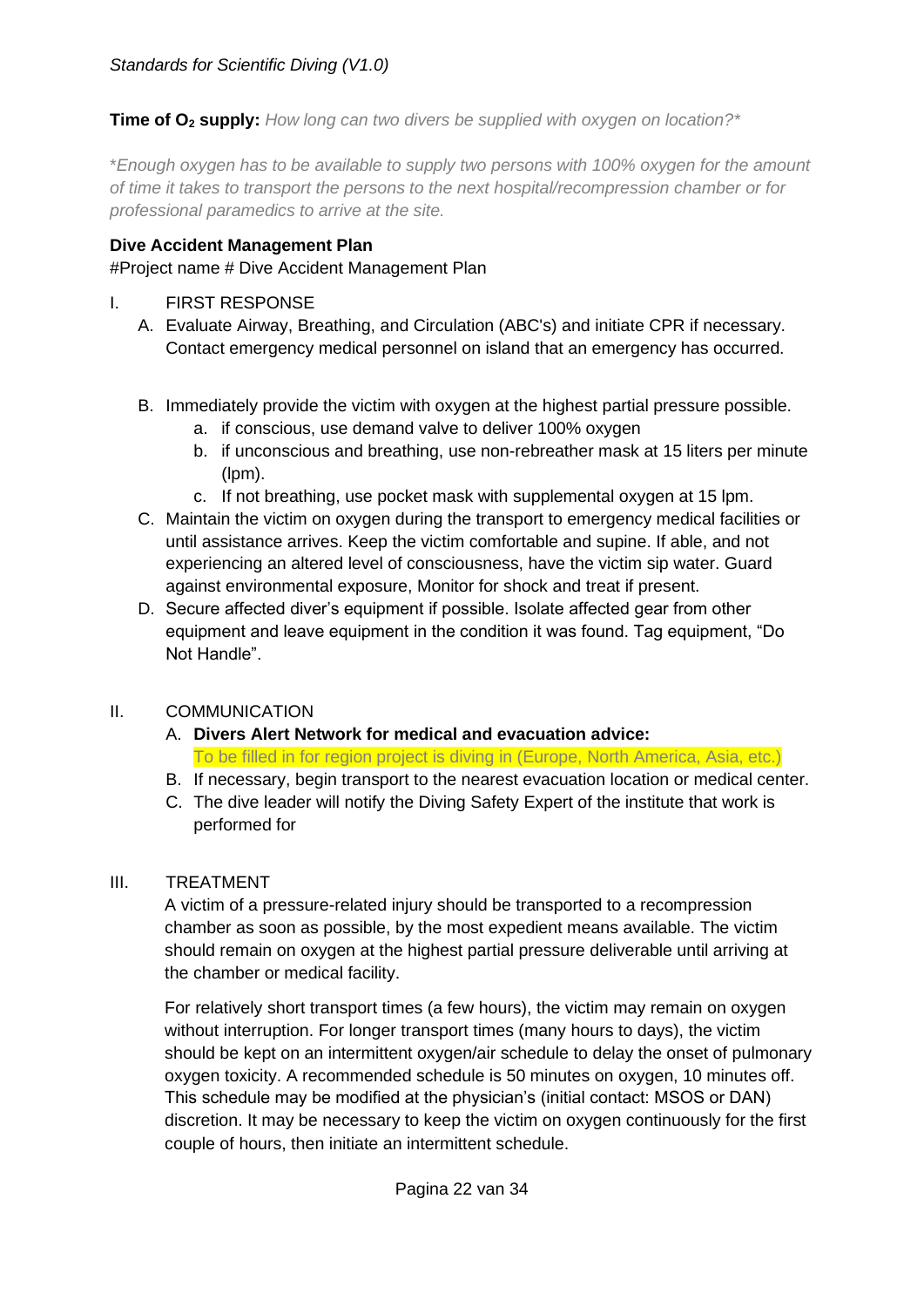**Time of $O_2$ supply:** *How long can two divers be supplied with oxygen on location?**

**Enough oxygen has to be available to supply two persons with 100% oxygen for the amount of time it takes to transport the persons to the next hospital/recompression chamber or for professional paramedics to arrive at the site.*

**Dive Accident Management Plan**

#Project name # Dive Accident Management Plan

I. FIRST RESPONSE

A. Evaluate Airway, Breathing, and Circulation (ABC's) and initiate CPR if necessary. Contact emergency medical personnel on island that an emergency has occurred.

B. Immediately provide the victim with oxygen at the highest partial pressure possible.
   a. if conscious, use demand valve to deliver 100% oxygen
   b. if unconscious and breathing, use non-rebreather mask at 15 liters per minute (lpm).
   c. If not breathing, use pocket mask with supplemental oxygen at 15 lpm.

C. Maintain the victim on oxygen during the transport to emergency medical facilities or until assistance arrives. Keep the victim comfortable and supine. If able, and not experiencing an altered level of consciousness, have the victim sip water. Guard against environmental exposure, Monitor for shock and treat if present.

D. Secure affected diver's equipment if possible. Isolate affected gear from other equipment and leave equipment in the condition it was found. Tag equipment, "Do Not Handle".

II. COMMUNICATION

A. **Divers Alert Network for medical and evacuation advice:**
   To be filled in for region project is diving in (Europe, North America, Asia, etc.)

B. If necessary, begin transport to the nearest evacuation location or medical center.

C. The dive leader will notify the Diving Safety Expert of the institute that work is performed for

III. TREATMENT

A victim of a pressure-related injury should be transported to a recompression chamber as soon as possible, by the most expedient means available. The victim should remain on oxygen at the highest partial pressure deliverable until arriving at the chamber or medical facility.

For relatively short transport times (a few hours), the victim may remain on oxygen without interruption. For longer transport times (many hours to days), the victim should be kept on an intermittent oxygen/air schedule to delay the onset of pulmonary oxygen toxicity. A recommended schedule is 50 minutes on oxygen, 10 minutes off. This schedule may be modified at the physician's (initial contact: MSOS or DAN) discretion. It may be necessary to keep the victim on oxygen continuously for the first couple of hours, then initiate an intermittent schedule.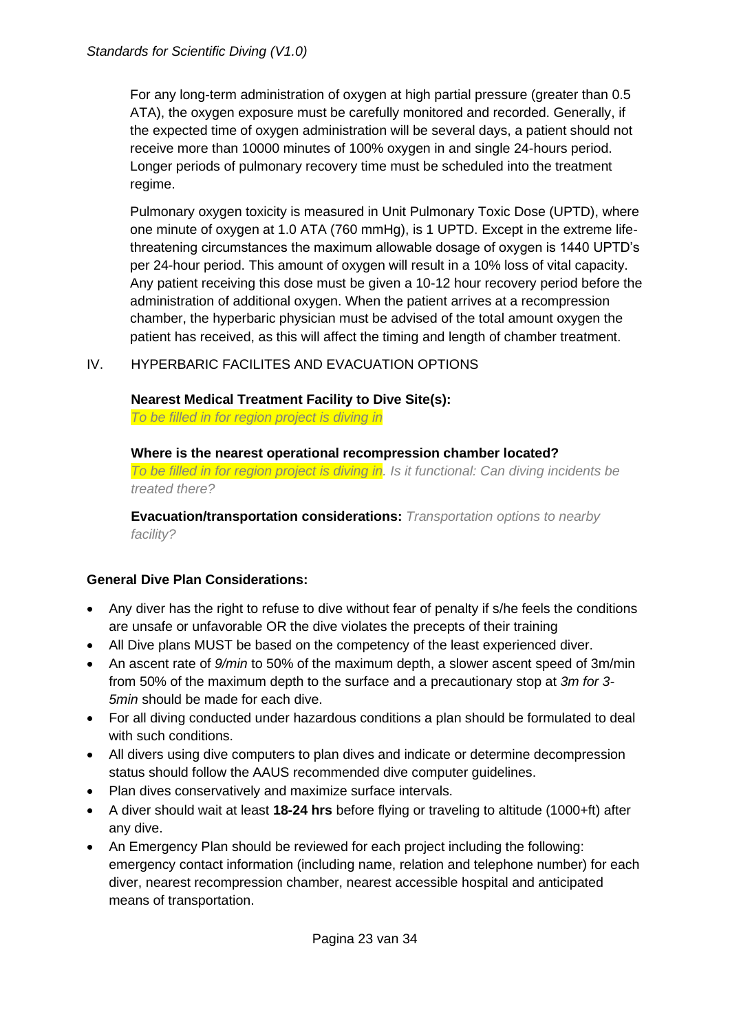For any long-term administration of oxygen at high partial pressure (greater than 0.5 ATA), the oxygen exposure must be carefully monitored and recorded. Generally, if the expected time of oxygen administration will be several days, a patient should not receive more than 10000 minutes of 100% oxygen in and single 24-hours period. Longer periods of pulmonary recovery time must be scheduled into the treatment regime.

Pulmonary oxygen toxicity is measured in Unit Pulmonary Toxic Dose (UPTD), where one minute of oxygen at 1.0 ATA (760 mmHg), is 1 UPTD. Except in the extreme life-threatening circumstances the maximum allowable dosage of oxygen is 1440 UPTD's per 24-hour period. This amount of oxygen will result in a 10% loss of vital capacity. Any patient receiving this dose must be given a 10-12 hour recovery period before the administration of additional oxygen. When the patient arrives at a recompression chamber, the hyperbaric physician must be advised of the total amount oxygen the patient has received, as this will affect the timing and length of chamber treatment.

IV. HYPERBARIC FACILITES AND EVACUATION OPTIONS

**Nearest Medical Treatment Facility to Dive Site(s):**
*To be filled in for region project is diving in*

**Where is the nearest operational recompression chamber located?**
*To be filled in for region project is diving in. Is it functional: Can diving incidents be treated there?*

**Evacuation/transportation considerations:** *Transportation options to nearby facility?*

**General Dive Plan Considerations:**

- Any diver has the right to refuse to dive without fear of penalty if s/he feels the conditions are unsafe or unfavorable OR the dive violates the precepts of their training
- All Dive plans MUST be based on the competency of the least experienced diver.
- An ascent rate of *9/min* to 50% of the maximum depth, a slower ascent speed of 3m/min from 50% of the maximum depth to the surface and a precautionary stop at *3m for 3-5min* should be made for each dive.
- For all diving conducted under hazardous conditions a plan should be formulated to deal with such conditions.
- All divers using dive computers to plan dives and indicate or determine decompression status should follow the AAUS recommended dive computer guidelines.
- Plan dives conservatively and maximize surface intervals.
- A diver should wait at least **18-24 hrs** before flying or traveling to altitude (1000+ft) after any dive.
- An Emergency Plan should be reviewed for each project including the following: emergency contact information (including name, relation and telephone number) for each diver, nearest recompression chamber, nearest accessible hospital and anticipated means of transportation.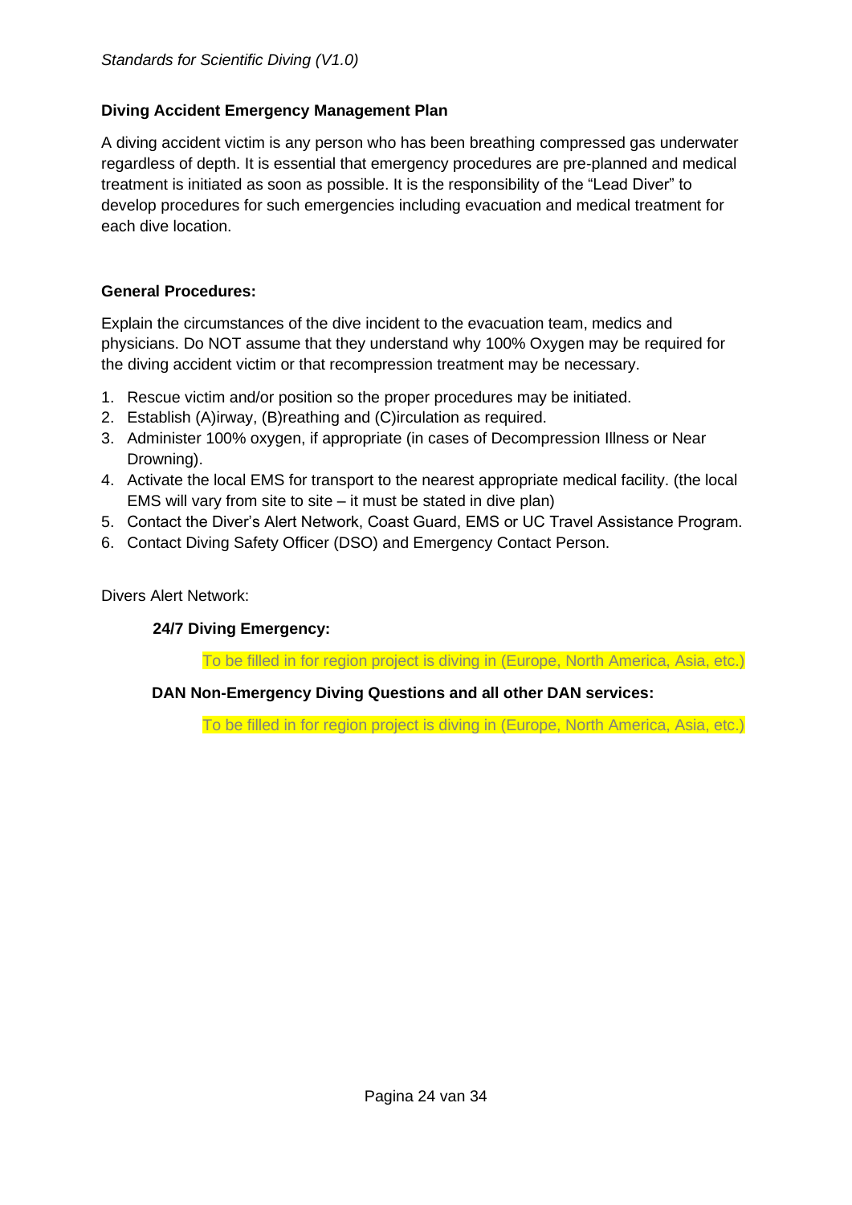## Diving Accident Emergency Management Plan

A diving accident victim is any person who has been breathing compressed gas underwater regardless of depth. It is essential that emergency procedures are pre-planned and medical treatment is initiated as soon as possible. It is the responsibility of the "Lead Diver" to develop procedures for such emergencies including evacuation and medical treatment for each dive location.

### General Procedures:

Explain the circumstances of the dive incident to the evacuation team, medics and physicians. Do NOT assume that they understand why 100% Oxygen may be required for the diving accident victim or that recompression treatment may be necessary.

1. Rescue victim and/or position so the proper procedures may be initiated.
2. Establish (A)irway, (B)reathing and (C)irculation as required.
3. Administer 100% oxygen, if appropriate (in cases of Decompression Illness or Near Drowning).
4. Activate the local EMS for transport to the nearest appropriate medical facility. (the local EMS will vary from site to site – it must be stated in dive plan)
5. Contact the Diver's Alert Network, Coast Guard, EMS or UC Travel Assistance Program.
6. Contact Diving Safety Officer (DSO) and Emergency Contact Person.

Divers Alert Network:

**24/7 Diving Emergency:**

To be filled in for region project is diving in (Europe, North America, Asia, etc.)

**DAN Non-Emergency Diving Questions and all other DAN services:**

To be filled in for region project is diving in (Europe, North America, Asia, etc.)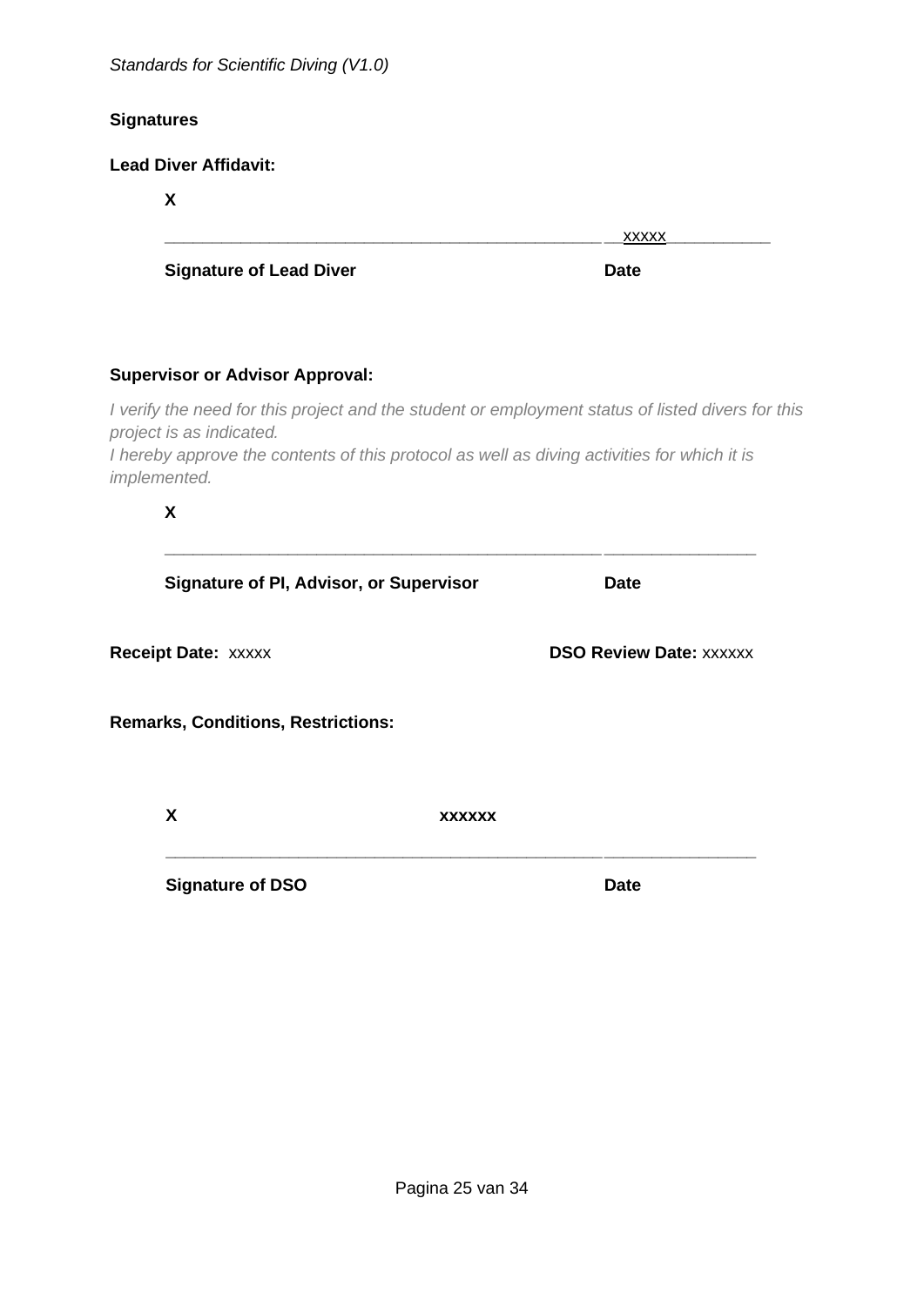**Signatures**

**Lead Diver Affidavit:**

**X**

\_\_\_\_\_\_\_\_\_\_\_\_\_\_\_\_\_\_\_\_\_\_\_\_\_\_\_\_\_\_\_\_\_\_\_\_\_\_\_\_\_\_\_\_\_\_\_\_ \_\_xxxxx\_\_\_\_\_\_\_\_\_\_\_\_

**Signature of Lead Diver** **Date**

**Supervisor or Advisor Approval:**

*I verify the need for this project and the student or employment status of listed divers for this project is as indicated.*
*I hereby approve the contents of this protocol as well as diving activities for which it is implemented.*

**X**

\_\_\_\_\_\_\_\_\_\_\_\_\_\_\_\_\_\_\_\_\_\_\_\_\_\_\_\_\_\_\_\_\_\_\_\_\_\_\_\_\_\_\_\_\_\_\_\_ \_\_\_\_\_\_\_\_\_\_\_\_\_\_\_\_\_\_

**Signature of PI, Advisor, or Supervisor** **Date**

**Receipt Date:** xxxxx **DSO Review Date:** xxxxxx

**Remarks, Conditions, Restrictions:**

**X** **xxxxxx**

\_\_\_\_\_\_\_\_\_\_\_\_\_\_\_\_\_\_\_\_\_\_\_\_\_\_\_\_\_\_\_\_\_\_\_\_\_\_\_\_\_\_\_\_\_\_\_\_ \_\_\_\_\_\_\_\_\_\_\_\_\_\_\_\_\_\_

**Signature of DSO** **Date**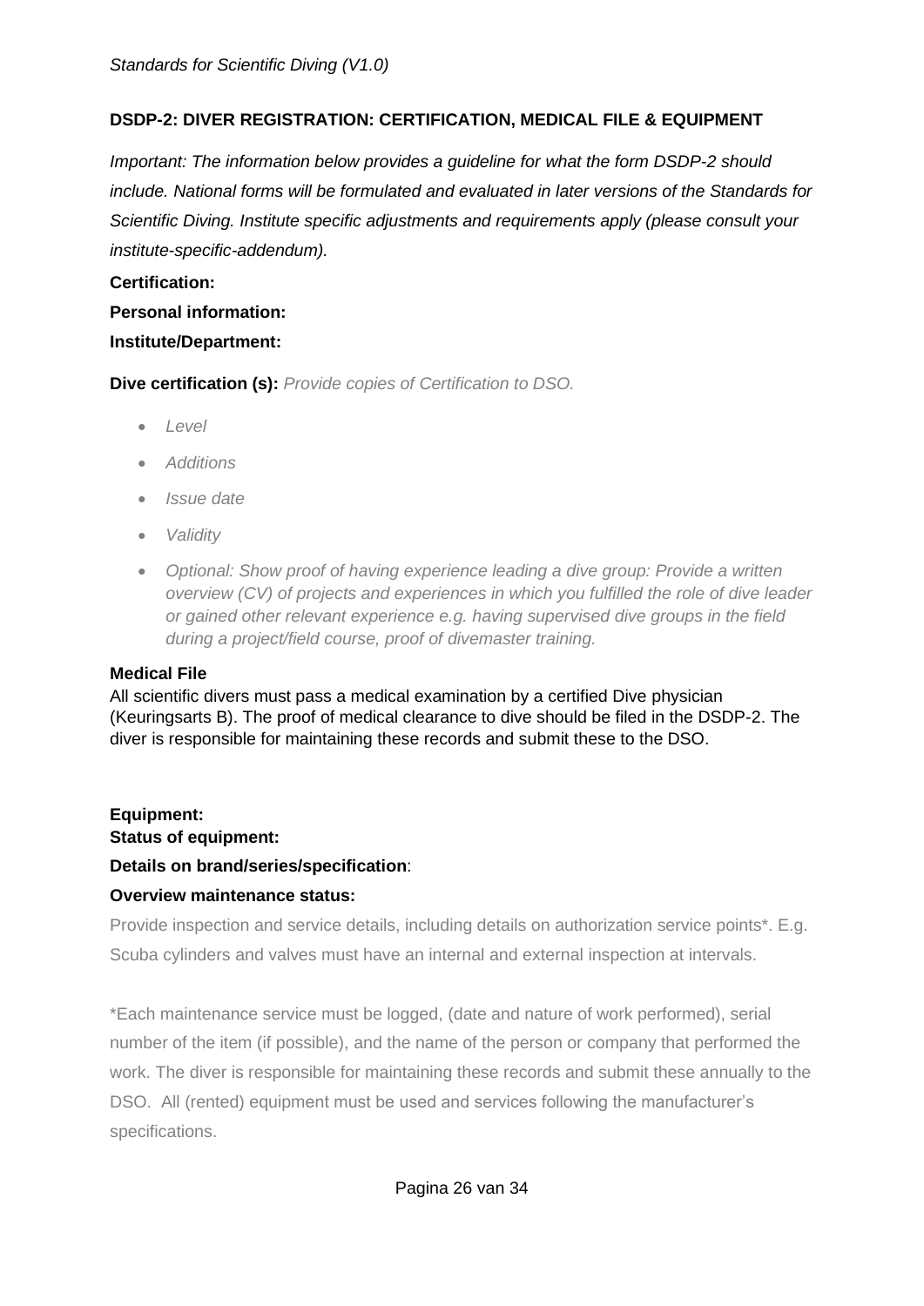## DSDP-2: DIVER REGISTRATION: CERTIFICATION, MEDICAL FILE & EQUIPMENT

*Important: The information below provides a guideline for what the form DSDP-2 should include. National forms will be formulated and evaluated in later versions of the Standards for Scientific Diving. Institute specific adjustments and requirements apply (please consult your institute-specific-addendum).*

**Certification:**

**Personal information:**

**Institute/Department:**

**Dive certification (s):** *Provide copies of Certification to DSO.*

- *Level*
- *Additions*
- *Issue date*
- *Validity*
- *Optional: Show proof of having experience leading a dive group: Provide a written overview (CV) of projects and experiences in which you fulfilled the role of dive leader or gained other relevant experience e.g. having supervised dive groups in the field during a project/field course, proof of divemaster training.*

**Medical File**

All scientific divers must pass a medical examination by a certified Dive physician (Keuringsarts B). The proof of medical clearance to dive should be filed in the DSDP-2. The diver is responsible for maintaining these records and submit these to the DSO.

**Equipment:**

**Status of equipment:**

**Details on brand/series/specification**:

**Overview maintenance status:**

Provide inspection and service details, including details on authorization service points*. E.g. Scuba cylinders and valves must have an internal and external inspection at intervals.

*Each maintenance service must be logged, (date and nature of work performed), serial number of the item (if possible), and the name of the person or company that performed the work. The diver is responsible for maintaining these records and submit these annually to the DSO. All (rented) equipment must be used and services following the manufacturer's specifications.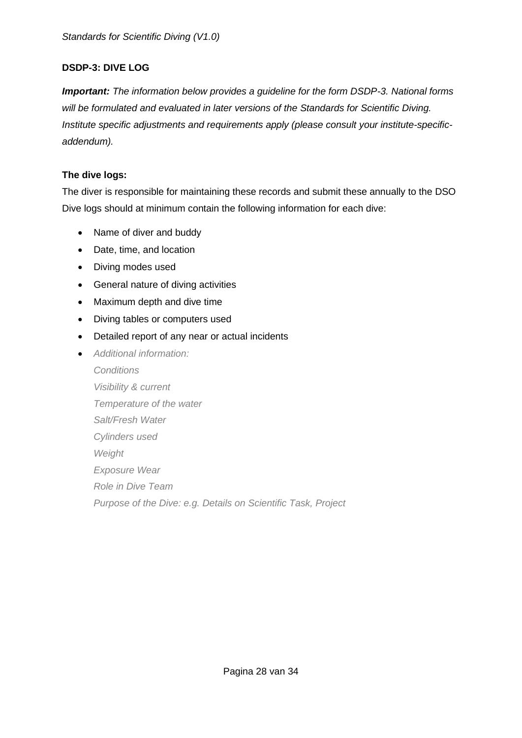**DSDP-3: DIVE LOG**

***Important:*** *The information below provides a guideline for the form DSDP-3. National forms will be formulated and evaluated in later versions of the Standards for Scientific Diving. Institute specific adjustments and requirements apply (please consult your institute-specific-addendum).*

**The dive logs:**

The diver is responsible for maintaining these records and submit these annually to the DSO
Dive logs should at minimum contain the following information for each dive:

- Name of diver and buddy
- Date, time, and location
- Diving modes used
- General nature of diving activities
- Maximum depth and dive time
- Diving tables or computers used
- Detailed report of any near or actual incidents
- *Additional information:*
  *Conditions*
  *Visibility & current*
  *Temperature of the water*
  *Salt/Fresh Water*
  *Cylinders used*
  *Weight*
  *Exposure Wear*
  *Role in Dive Team*
  *Purpose of the Dive: e.g. Details on Scientific Task, Project*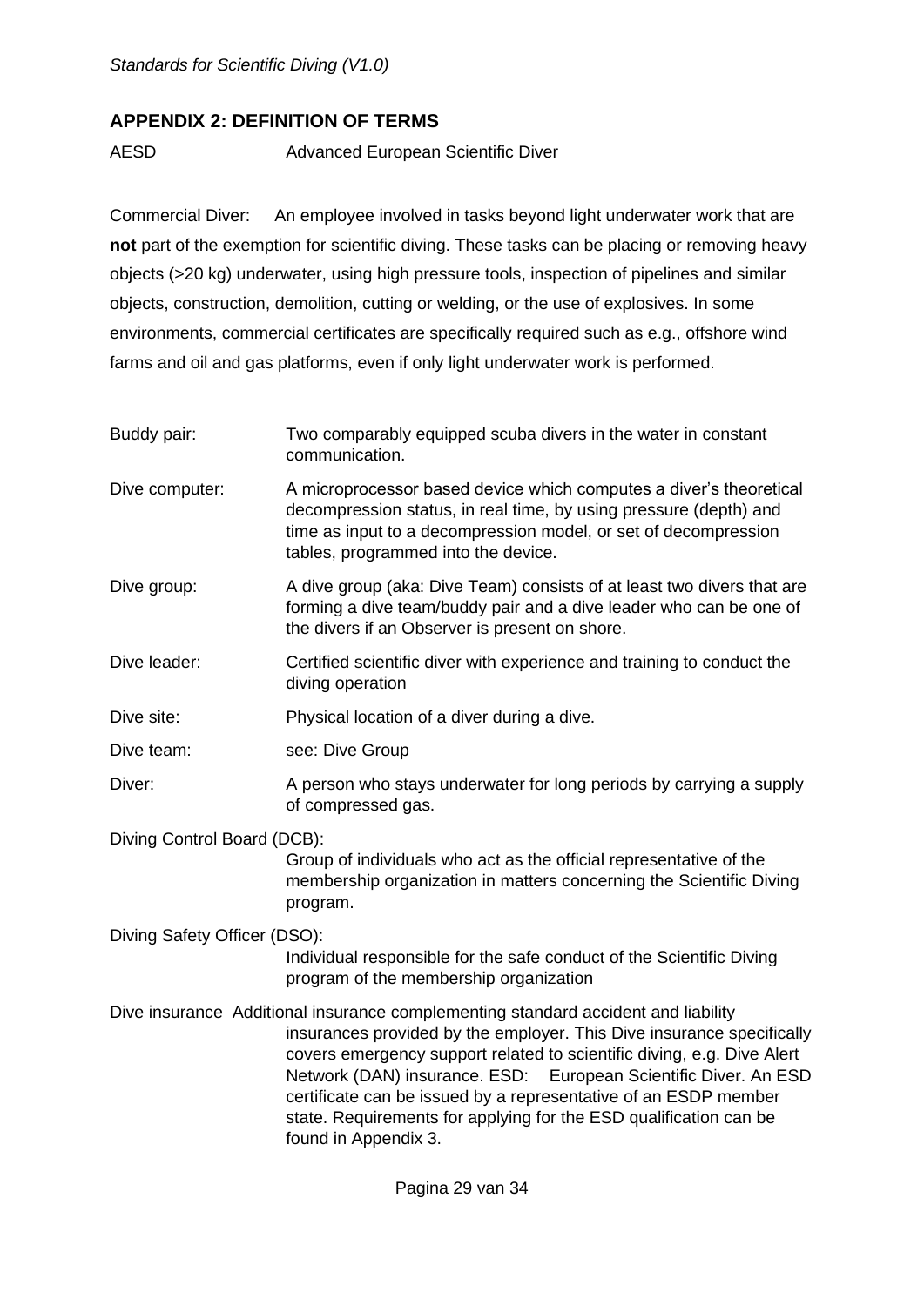## APPENDIX 2: DEFINITION OF TERMS

AESD Advanced European Scientific Diver

Commercial Diver: An employee involved in tasks beyond light underwater work that are **not** part of the exemption for scientific diving. These tasks can be placing or removing heavy objects (>20 kg) underwater, using high pressure tools, inspection of pipelines and similar objects, construction, demolition, cutting or welding, or the use of explosives. In some environments, commercial certificates are specifically required such as e.g., offshore wind farms and oil and gas platforms, even if only light underwater work is performed.

Buddy pair: Two comparably equipped scuba divers in the water in constant communication.

Dive computer: A microprocessor based device which computes a diver's theoretical decompression status, in real time, by using pressure (depth) and time as input to a decompression model, or set of decompression tables, programmed into the device.

Dive group: A dive group (aka: Dive Team) consists of at least two divers that are forming a dive team/buddy pair and a dive leader who can be one of the divers if an Observer is present on shore.

Dive leader: Certified scientific diver with experience and training to conduct the diving operation

Dive site: Physical location of a diver during a dive.

Dive team: see: Dive Group

Diver: A person who stays underwater for long periods by carrying a supply of compressed gas.

Diving Control Board (DCB): Group of individuals who act as the official representative of the membership organization in matters concerning the Scientific Diving program.

Diving Safety Officer (DSO): Individual responsible for the safe conduct of the Scientific Diving program of the membership organization

Dive insurance Additional insurance complementing standard accident and liability insurances provided by the employer. This Dive insurance specifically covers emergency support related to scientific diving, e.g. Dive Alert Network (DAN) insurance. ESD: European Scientific Diver. An ESD certificate can be issued by a representative of an ESDP member state. Requirements for applying for the ESD qualification can be found in Appendix 3.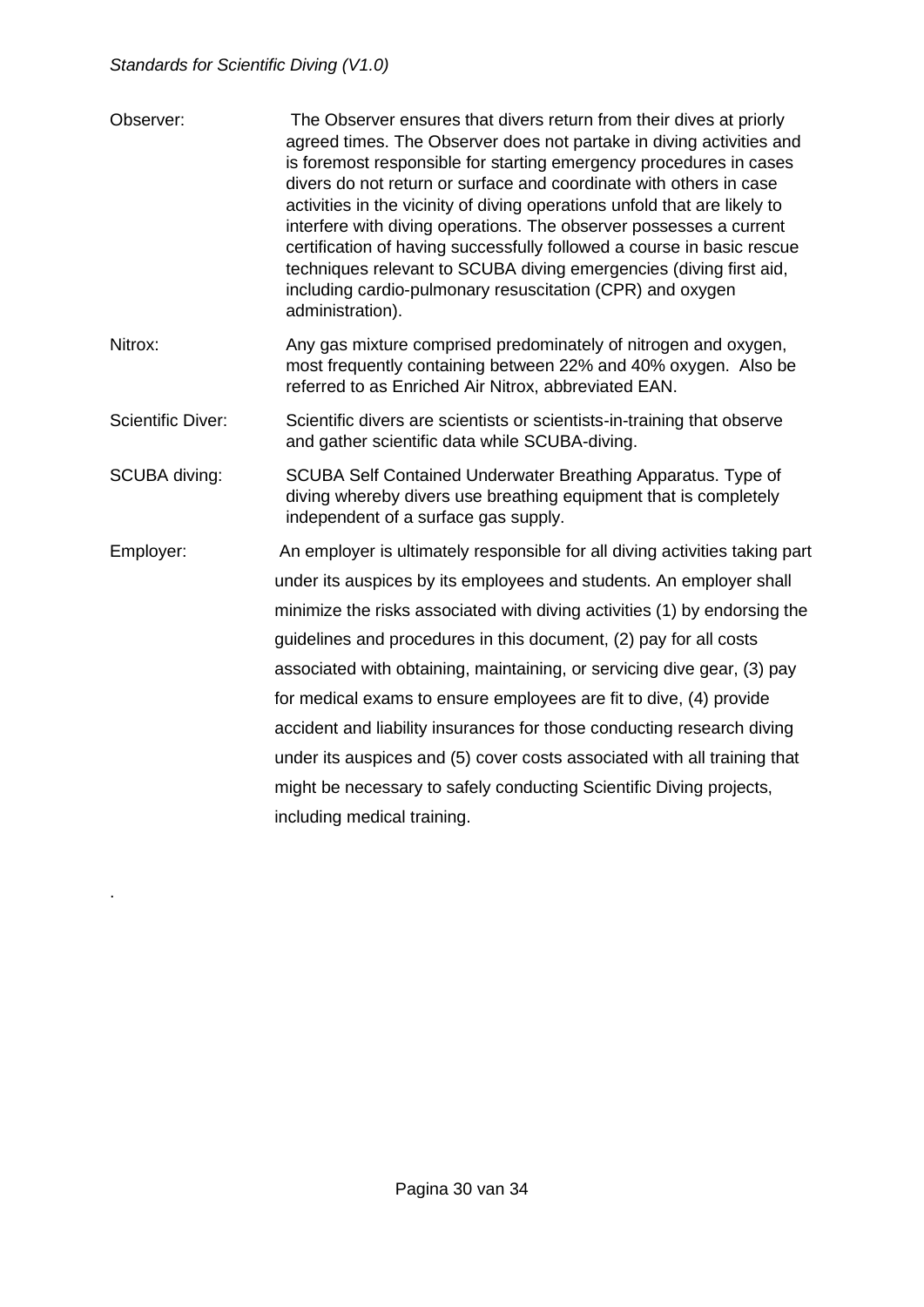Observer: The Observer ensures that divers return from their dives at priorly agreed times. The Observer does not partake in diving activities and is foremost responsible for starting emergency procedures in cases divers do not return or surface and coordinate with others in case activities in the vicinity of diving operations unfold that are likely to interfere with diving operations. The observer possesses a current certification of having successfully followed a course in basic rescue techniques relevant to SCUBA diving emergencies (diving first aid, including cardio-pulmonary resuscitation (CPR) and oxygen administration).

Nitrox: Any gas mixture comprised predominately of nitrogen and oxygen, most frequently containing between 22% and 40% oxygen. Also be referred to as Enriched Air Nitrox, abbreviated EAN.

Scientific Diver: Scientific divers are scientists or scientists-in-training that observe and gather scientific data while SCUBA-diving.

SCUBA diving: SCUBA Self Contained Underwater Breathing Apparatus. Type of diving whereby divers use breathing equipment that is completely independent of a surface gas supply.

Employer: An employer is ultimately responsible for all diving activities taking part under its auspices by its employees and students. An employer shall minimize the risks associated with diving activities (1) by endorsing the guidelines and procedures in this document, (2) pay for all costs associated with obtaining, maintaining, or servicing dive gear, (3) pay for medical exams to ensure employees are fit to dive, (4) provide accident and liability insurances for those conducting research diving under its auspices and (5) cover costs associated with all training that might be necessary to safely conducting Scientific Diving projects, including medical training.

.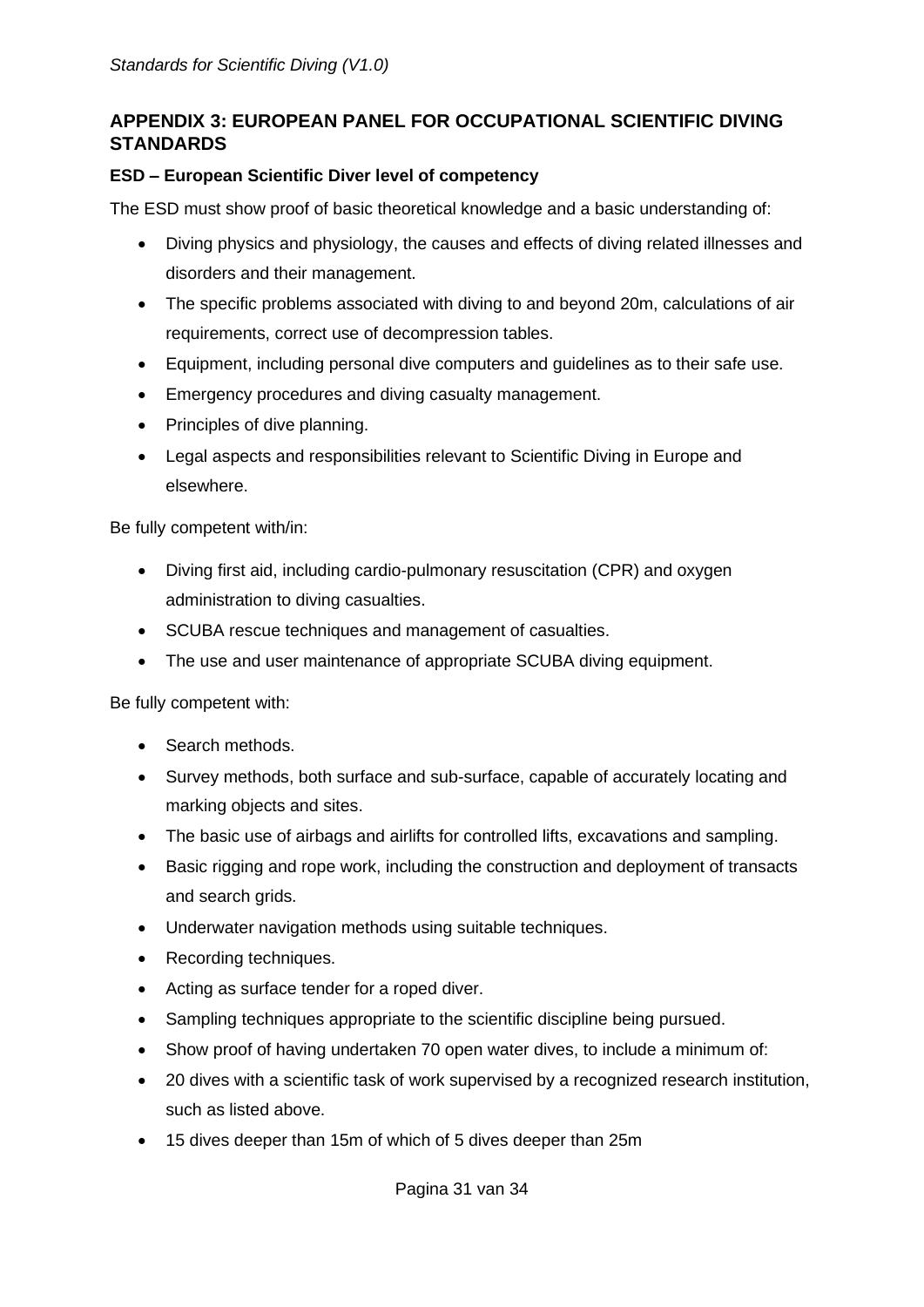## APPENDIX 3: EUROPEAN PANEL FOR OCCUPATIONAL SCIENTIFIC DIVING STANDARDS

### ESD – European Scientific Diver level of competency

The ESD must show proof of basic theoretical knowledge and a basic understanding of:

- Diving physics and physiology, the causes and effects of diving related illnesses and disorders and their management.
- The specific problems associated with diving to and beyond 20m, calculations of air requirements, correct use of decompression tables.
- Equipment, including personal dive computers and guidelines as to their safe use.
- Emergency procedures and diving casualty management.
- Principles of dive planning.
- Legal aspects and responsibilities relevant to Scientific Diving in Europe and elsewhere.

Be fully competent with/in:

- Diving first aid, including cardio-pulmonary resuscitation (CPR) and oxygen administration to diving casualties.
- SCUBA rescue techniques and management of casualties.
- The use and user maintenance of appropriate SCUBA diving equipment.

Be fully competent with:

- Search methods.
- Survey methods, both surface and sub-surface, capable of accurately locating and marking objects and sites.
- The basic use of airbags and airlifts for controlled lifts, excavations and sampling.
- Basic rigging and rope work, including the construction and deployment of transacts and search grids.
- Underwater navigation methods using suitable techniques.
- Recording techniques.
- Acting as surface tender for a roped diver.
- Sampling techniques appropriate to the scientific discipline being pursued.
- Show proof of having undertaken 70 open water dives, to include a minimum of:
- 20 dives with a scientific task of work supervised by a recognized research institution, such as listed above.
- 15 dives deeper than 15m of which of 5 dives deeper than 25m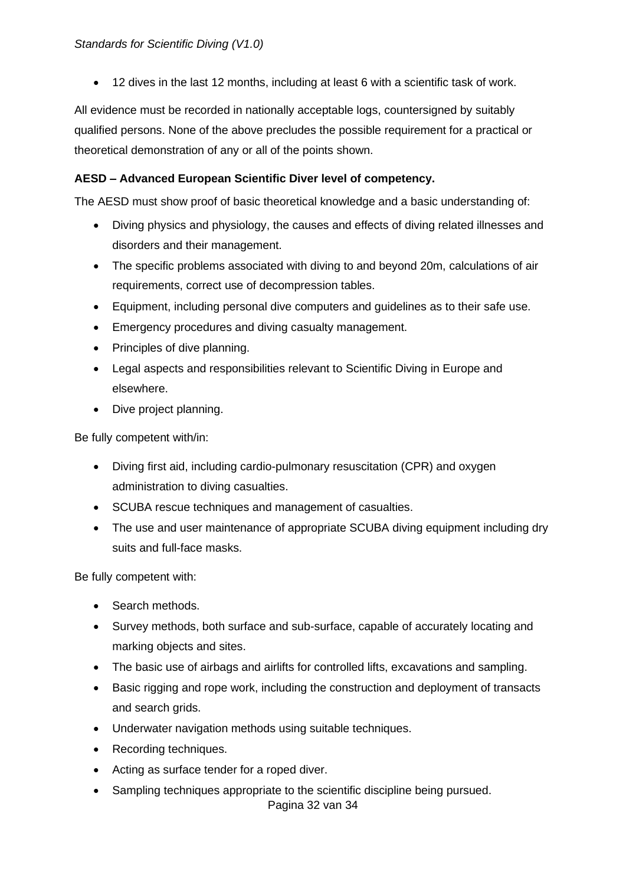- 12 dives in the last 12 months, including at least 6 with a scientific task of work.

All evidence must be recorded in nationally acceptable logs, countersigned by suitably qualified persons. None of the above precludes the possible requirement for a practical or theoretical demonstration of any or all of the points shown.

**AESD – Advanced European Scientific Diver level of competency.**

The AESD must show proof of basic theoretical knowledge and a basic understanding of:

- Diving physics and physiology, the causes and effects of diving related illnesses and disorders and their management.
- The specific problems associated with diving to and beyond 20m, calculations of air requirements, correct use of decompression tables.
- Equipment, including personal dive computers and guidelines as to their safe use.
- Emergency procedures and diving casualty management.
- Principles of dive planning.
- Legal aspects and responsibilities relevant to Scientific Diving in Europe and elsewhere.
- Dive project planning.

Be fully competent with/in:

- Diving first aid, including cardio-pulmonary resuscitation (CPR) and oxygen administration to diving casualties.
- SCUBA rescue techniques and management of casualties.
- The use and user maintenance of appropriate SCUBA diving equipment including dry suits and full-face masks.

Be fully competent with:

- Search methods.
- Survey methods, both surface and sub-surface, capable of accurately locating and marking objects and sites.
- The basic use of airbags and airlifts for controlled lifts, excavations and sampling.
- Basic rigging and rope work, including the construction and deployment of transacts and search grids.
- Underwater navigation methods using suitable techniques.
- Recording techniques.
- Acting as surface tender for a roped diver.
- Sampling techniques appropriate to the scientific discipline being pursued.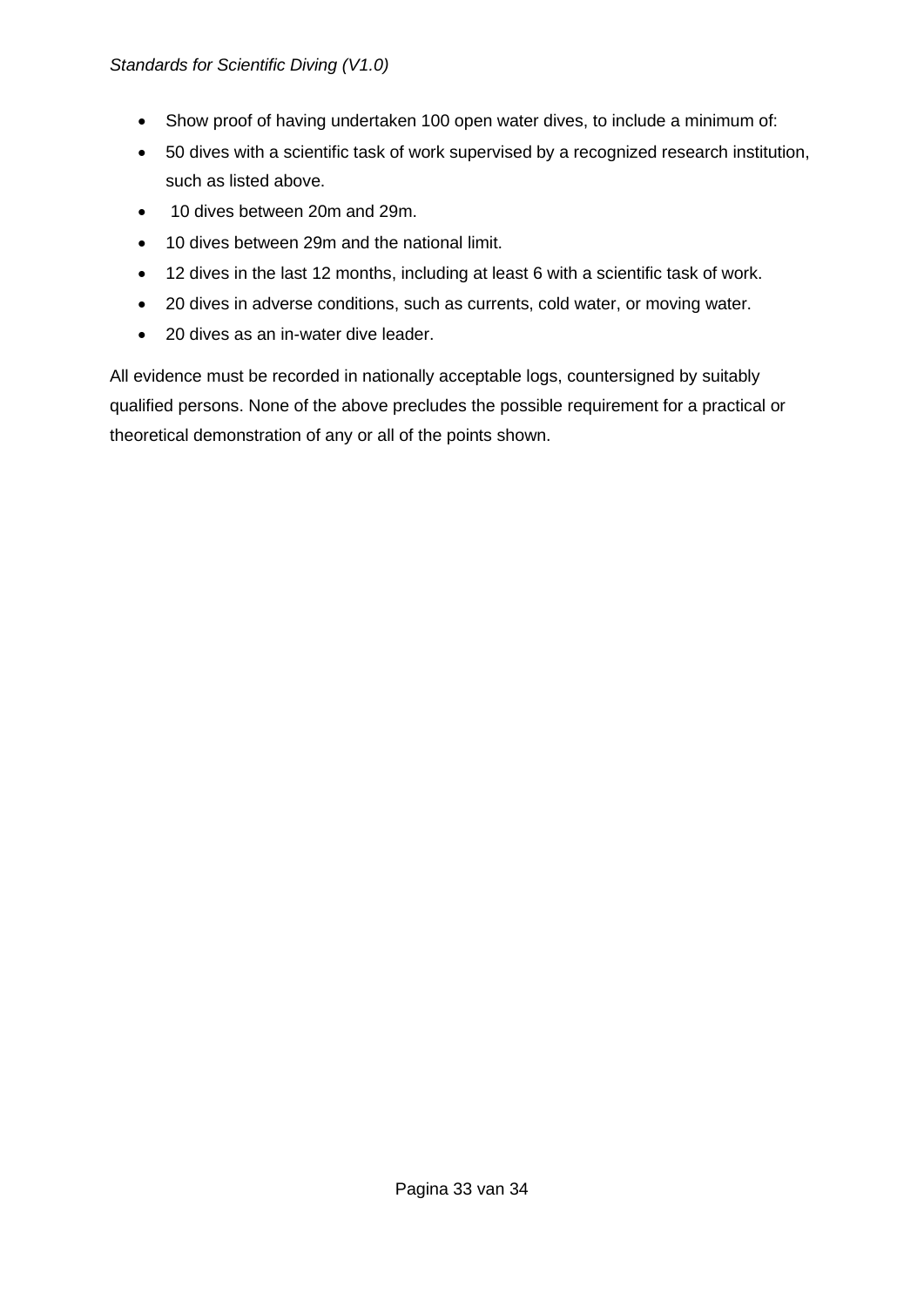- Show proof of having undertaken 100 open water dives, to include a minimum of:
- 50 dives with a scientific task of work supervised by a recognized research institution, such as listed above.
- 10 dives between 20m and 29m.
- 10 dives between 29m and the national limit.
- 12 dives in the last 12 months, including at least 6 with a scientific task of work.
- 20 dives in adverse conditions, such as currents, cold water, or moving water.
- 20 dives as an in-water dive leader.

All evidence must be recorded in nationally acceptable logs, countersigned by suitably qualified persons. None of the above precludes the possible requirement for a practical or theoretical demonstration of any or all of the points shown.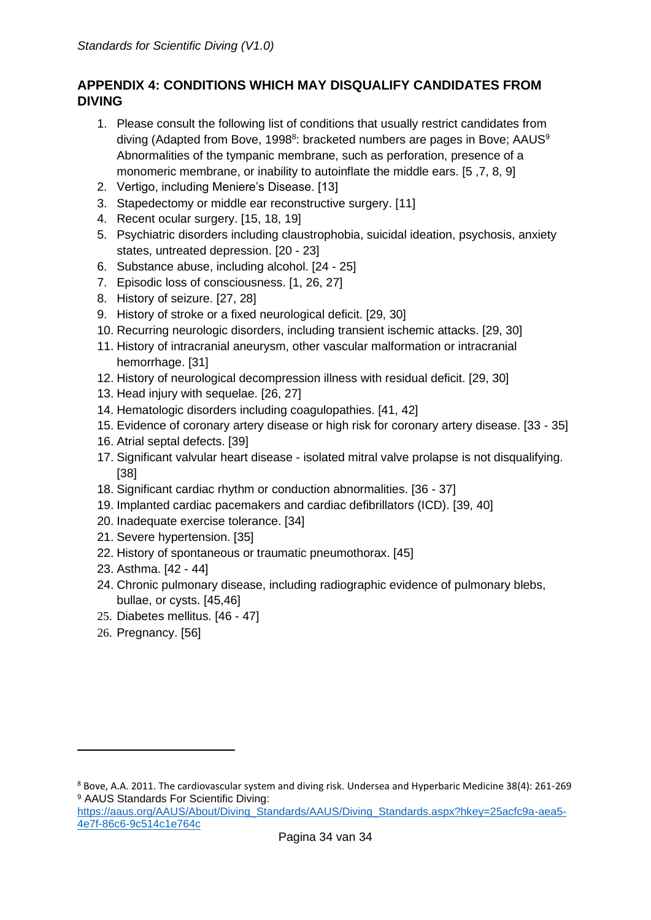## APPENDIX 4: CONDITIONS WHICH MAY DISQUALIFY CANDIDATES FROM DIVING

1. Please consult the following list of conditions that usually restrict candidates from diving (Adapted from Bove, 1998[8]: bracketed numbers are pages in Bove; AAUS[9] Abnormalities of the tympanic membrane, such as perforation, presence of a monomeric membrane, or inability to autoinflate the middle ears. [5 ,7, 8, 9]
2. Vertigo, including Meniere's Disease. [13]
3. Stapedectomy or middle ear reconstructive surgery. [11]
4. Recent ocular surgery. [15, 18, 19]
5. Psychiatric disorders including claustrophobia, suicidal ideation, psychosis, anxiety states, untreated depression. [20 - 23]
6. Substance abuse, including alcohol. [24 - 25]
7. Episodic loss of consciousness. [1, 26, 27]
8. History of seizure. [27, 28]
9. History of stroke or a fixed neurological deficit. [29, 30]
10. Recurring neurologic disorders, including transient ischemic attacks. [29, 30]
11. History of intracranial aneurysm, other vascular malformation or intracranial hemorrhage. [31]
12. History of neurological decompression illness with residual deficit. [29, 30]
13. Head injury with sequelae. [26, 27]
14. Hematologic disorders including coagulopathies. [41, 42]
15. Evidence of coronary artery disease or high risk for coronary artery disease. [33 - 35]
16. Atrial septal defects. [39]
17. Significant valvular heart disease - isolated mitral valve prolapse is not disqualifying. [38]
18. Significant cardiac rhythm or conduction abnormalities. [36 - 37]
19. Implanted cardiac pacemakers and cardiac defibrillators (ICD). [39, 40]
20. Inadequate exercise tolerance. [34]
21. Severe hypertension. [35]
22. History of spontaneous or traumatic pneumothorax. [45]
23. Asthma. [42 - 44]
24. Chronic pulmonary disease, including radiographic evidence of pulmonary blebs, bullae, or cysts. [45,46]
25. Diabetes mellitus. [46 - 47]
26. Pregnancy. [56]

---

[8] Bove, A.A. 2011. The cardiovascular system and diving risk. Undersea and Hyperbaric Medicine 38(4): 261-269

[9] AAUS Standards For Scientific Diving: https://aaus.org/AAUS/About/Diving_Standards/AAUS/Diving_Standards.aspx?hkey=25acfc9a-aea5-4e7f-86c6-9c514c1e764c